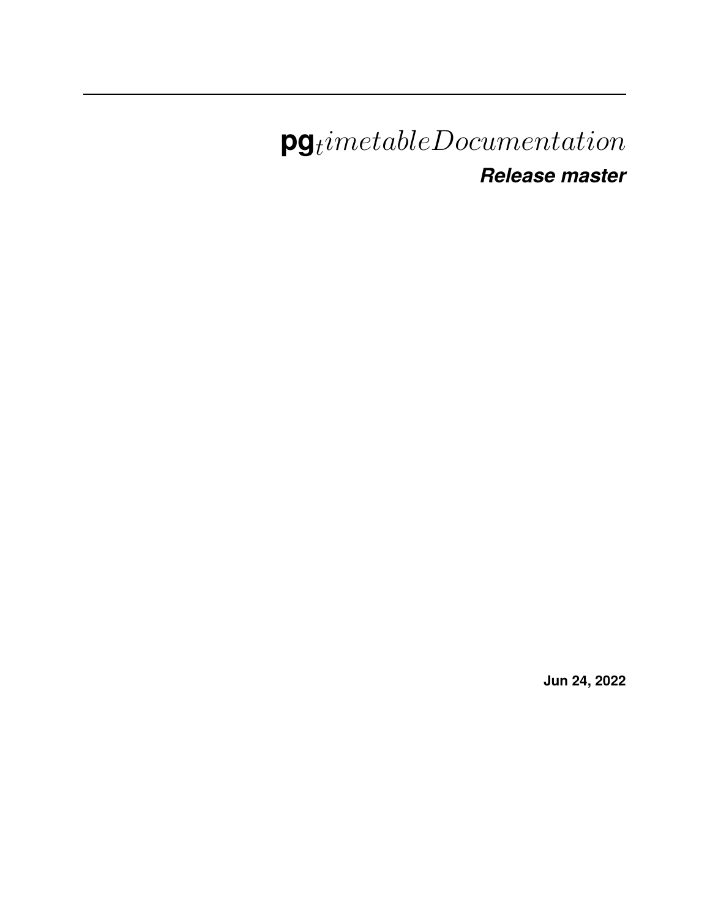# pg$_{t}imetableDocumentation$

## *Release master*

**Jun 24, 2022**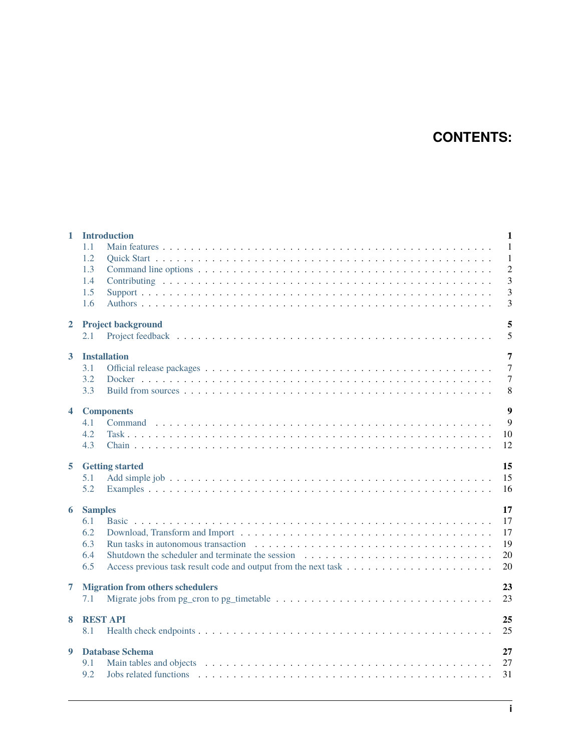# CONTENTS:

- **1 Introduction** — 1
  - 1.1 Main features — 1
  - 1.2 Quick Start — 1
  - 1.3 Command line options — 2
  - 1.4 Contributing — 3
  - 1.5 Support — 3
  - 1.6 Authors — 3
- **2 Project background** — 5
  - 2.1 Project feedback — 5
- **3 Installation** — 7
  - 3.1 Official release packages — 7
  - 3.2 Docker — 7
  - 3.3 Build from sources — 8
- **4 Components** — 9
  - 4.1 Command — 9
  - 4.2 Task — 10
  - 4.3 Chain — 12
- **5 Getting started** — 15
  - 5.1 Add simple job — 15
  - 5.2 Examples — 16
- **6 Samples** — 17
  - 6.1 Basic — 17
  - 6.2 Download, Transform and Import — 17
  - 6.3 Run tasks in autonomous transaction — 19
  - 6.4 Shutdown the scheduler and terminate the session — 20
  - 6.5 Access previous task result code and output from the next task — 20
- **7 Migration from others schedulers** — 23
  - 7.1 Migrate jobs from pg_cron to pg_timetable — 23
- **8 REST API** — 25
  - 8.1 Health check endpoints — 25
- **9 Database Schema** — 27
  - 9.1 Main tables and objects — 27
  - 9.2 Jobs related functions — 31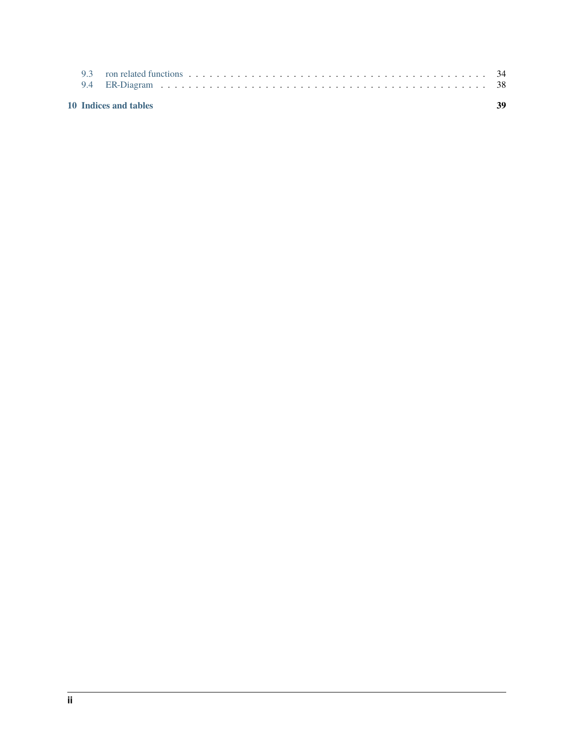9.3 ron related functions . . . . . . . . . . . . . . . . . . . . . . . . . . . . . . . . . . . . . . . . . 34
9.4 ER-Diagram . . . . . . . . . . . . . . . . . . . . . . . . . . . . . . . . . . . . . . . . . . . . . . 38

**10 Indices and tables** **39**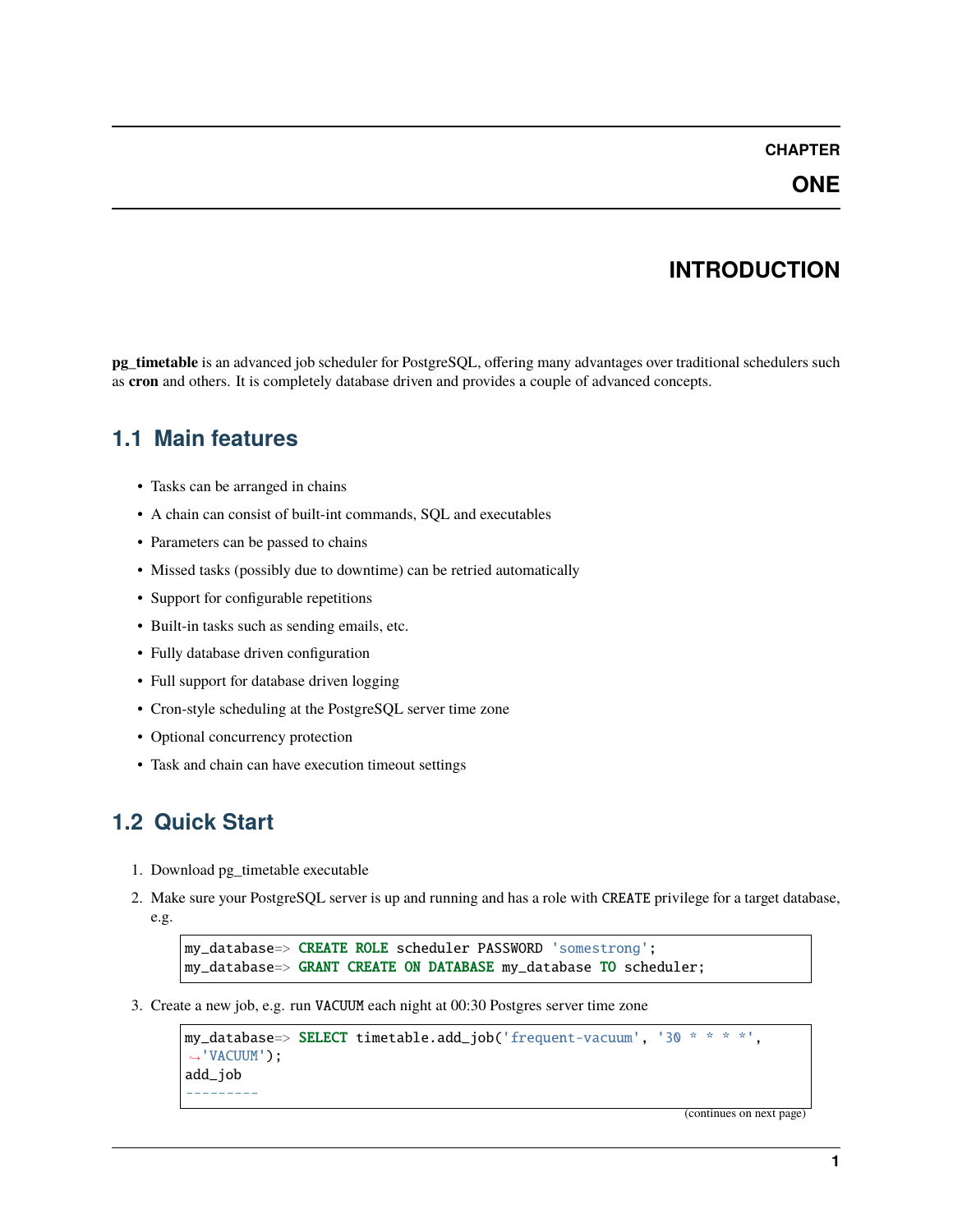# CHAPTER ONE

# INTRODUCTION

**pg_timetable** is an advanced job scheduler for PostgreSQL, offering many advantages over traditional schedulers such as **cron** and others. It is completely database driven and provides a couple of advanced concepts.

## 1.1 Main features

- Tasks can be arranged in chains
- A chain can consist of built-int commands, SQL and executables
- Parameters can be passed to chains
- Missed tasks (possibly due to downtime) can be retried automatically
- Support for configurable repetitions
- Built-in tasks such as sending emails, etc.
- Fully database driven configuration
- Full support for database driven logging
- Cron-style scheduling at the PostgreSQL server time zone
- Optional concurrency protection
- Task and chain can have execution timeout settings

## 1.2 Quick Start

1. Download pg_timetable executable
2. Make sure your PostgreSQL server is up and running and has a role with `CREATE` privilege for a target database, e.g.

   ```
   my_database=> CREATE ROLE scheduler PASSWORD 'somestrong';
   my_database=> GRANT CREATE ON DATABASE my_database TO scheduler;
   ```

3. Create a new job, e.g. run `VACUUM` each night at 00:30 Postgres server time zone

   ```
   my_database=> SELECT timetable.add_job('frequent-vacuum', '30 * * * *',
   ↪'VACUUM');
   add_job
   ---------
   ```

   (continues on next page)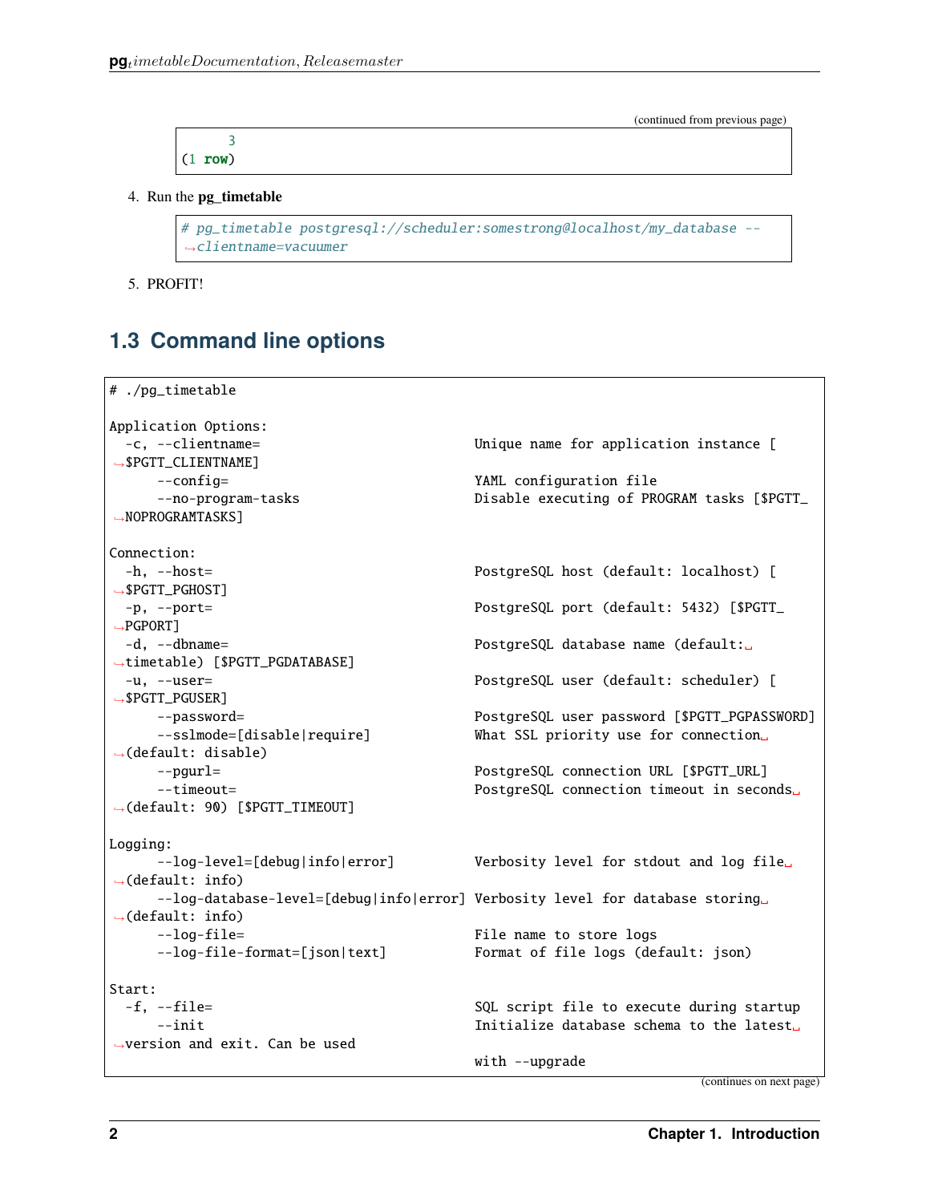```
    3
(1 row)
```

4. Run the **pg_timetable**

```
# pg_timetable postgresql://scheduler:somestrong@localhost/my_database --clientname=vacuumer
```

5. PROFIT!

## 1.3 Command line options

```
# ./pg_timetable

Application Options:
  -c, --clientname=                     Unique name for application instance [$PGTT_CLIENTNAME]
      --config=                         YAML configuration file
      --no-program-tasks                Disable executing of PROGRAM tasks [$PGTT_NOPROGRAMTASKS]

Connection:
  -h, --host=                           PostgreSQL host (default: localhost) [$PGTT_PGHOST]
  -p, --port=                           PostgreSQL port (default: 5432) [$PGTT_PGPORT]
  -d, --dbname=                         PostgreSQL database name (default: timetable) [$PGTT_PGDATABASE]
  -u, --user=                           PostgreSQL user (default: scheduler) [$PGTT_PGUSER]
      --password=                       PostgreSQL user password [$PGTT_PGPASSWORD]
      --sslmode=[disable|require]       What SSL priority use for connection (default: disable)
      --pgurl=                          PostgreSQL connection URL [$PGTT_URL]
      --timeout=                        PostgreSQL connection timeout in seconds (default: 90) [$PGTT_TIMEOUT]

Logging:
      --log-level=[debug|info|error]    Verbosity level for stdout and log file (default: info)
      --log-database-level=[debug|info|error] Verbosity level for database storing (default: info)
      --log-file=                       File name to store logs
      --log-file-format=[json|text]     Format of file logs (default: json)

Start:
  -f, --file=                           SQL script file to execute during startup
      --init                            Initialize database schema to the latest version and exit. Can be used
                                        with --upgrade
```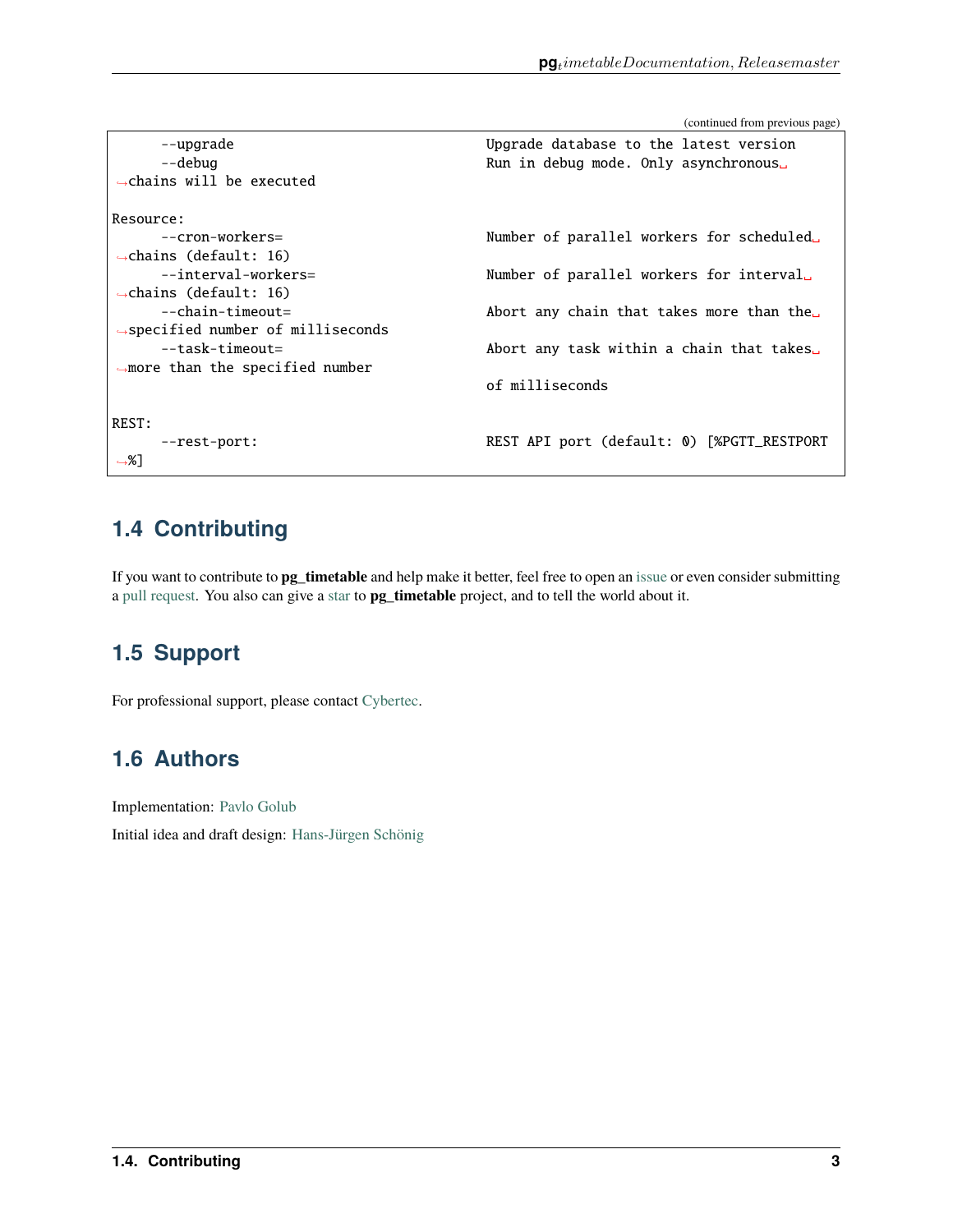```
      --upgrade                                    Upgrade database to the latest version
      --debug                                      Run in debug mode. Only asynchronous␣
↪chains will be executed

Resource:
      --cron-workers=                              Number of parallel workers for scheduled␣
↪chains (default: 16)
      --interval-workers=                          Number of parallel workers for interval␣
↪chains (default: 16)
      --chain-timeout=                             Abort any chain that takes more than the␣
↪specified number of milliseconds
      --task-timeout=                              Abort any task within a chain that takes␣
↪more than the specified number
                                                   of milliseconds

REST:
      --rest-port:                                 REST API port (default: 0) [%PGTT_RESTPORT
↪%]
```

## 1.4 Contributing

If you want to contribute to **pg_timetable** and help make it better, feel free to open an issue or even consider submitting a pull request. You also can give a star to **pg_timetable** project, and to tell the world about it.

## 1.5 Support

For professional support, please contact Cybertec.

## 1.6 Authors

Implementation: Pavlo Golub

Initial idea and draft design: Hans-Jürgen Schönig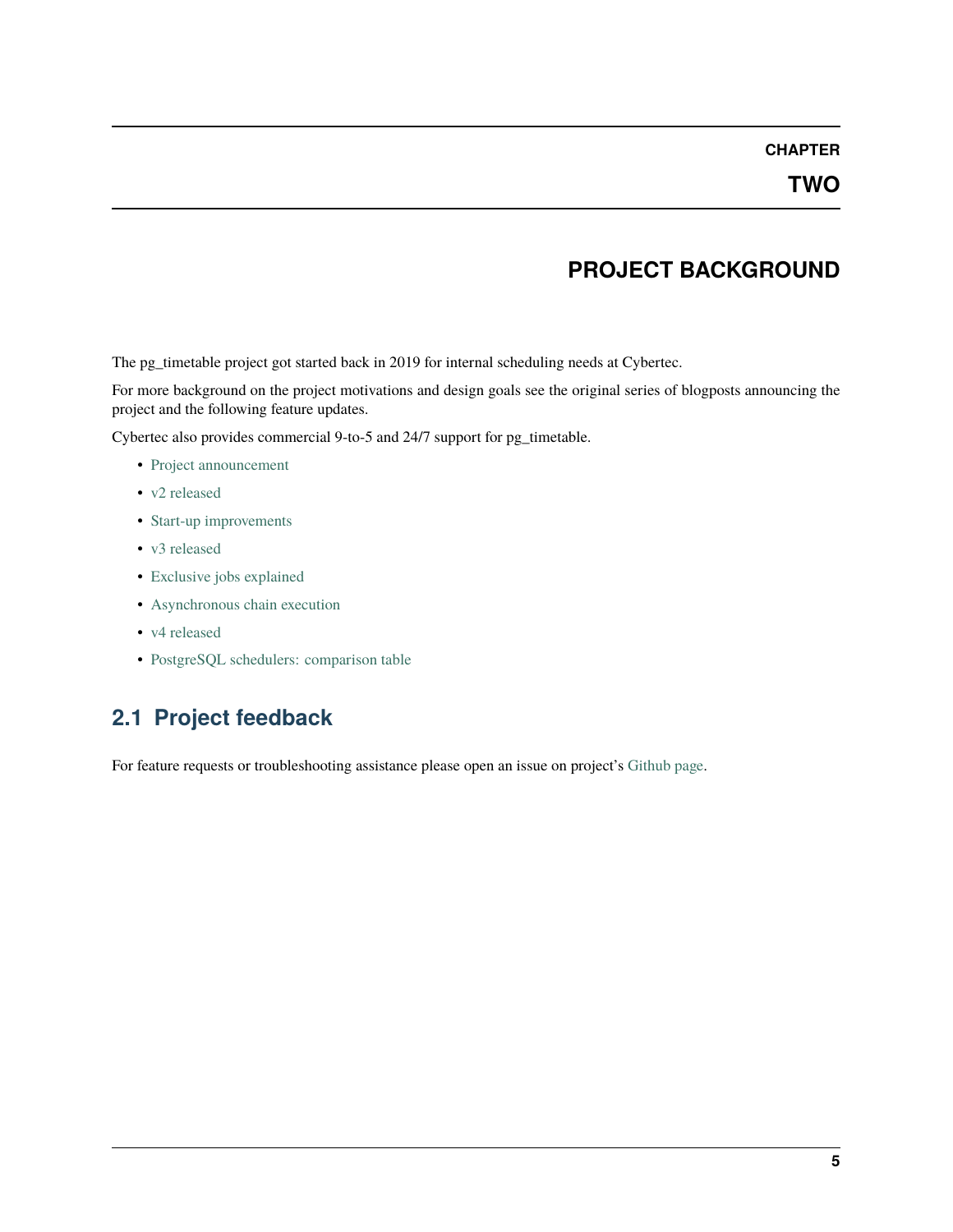# CHAPTER TWO

# PROJECT BACKGROUND

The pg_timetable project got started back in 2019 for internal scheduling needs at Cybertec.

For more background on the project motivations and design goals see the original series of blogposts announcing the project and the following feature updates.

Cybertec also provides commercial 9-to-5 and 24/7 support for pg_timetable.

- Project announcement
- v2 released
- Start-up improvements
- v3 released
- Exclusive jobs explained
- Asynchronous chain execution
- v4 released
- PostgreSQL schedulers: comparison table

## 2.1 Project feedback

For feature requests or troubleshooting assistance please open an issue on project's Github page.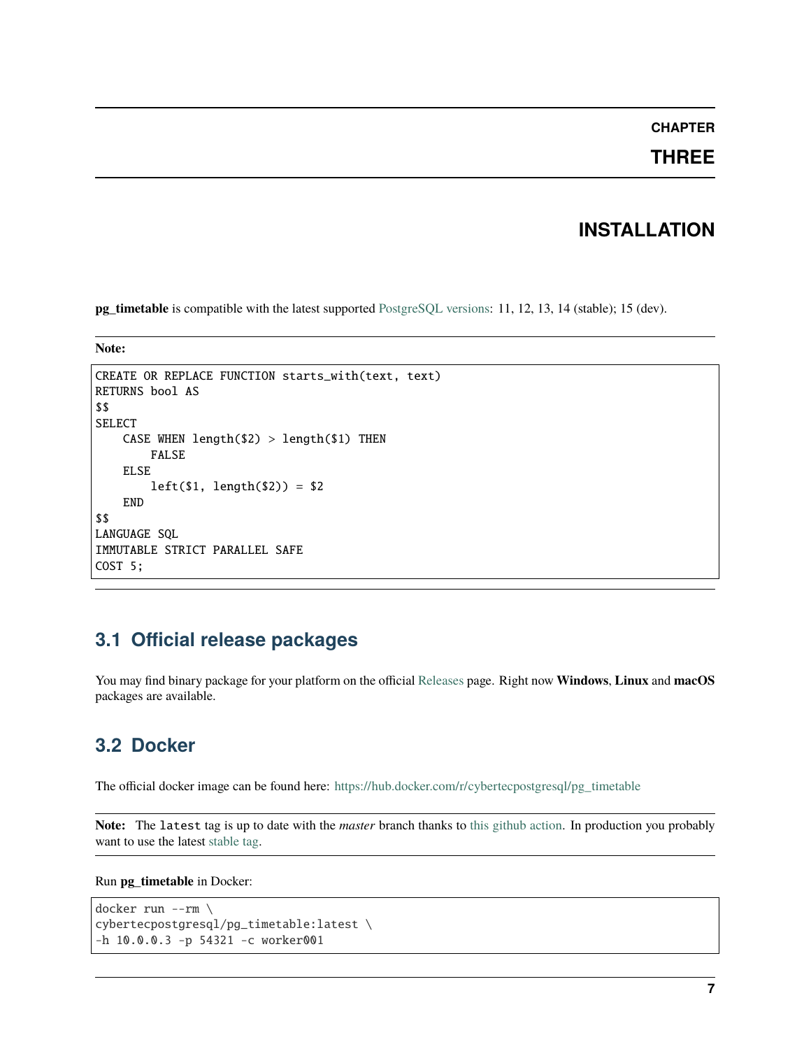# CHAPTER THREE

# INSTALLATION

**pg_timetable** is compatible with the latest supported PostgreSQL versions: 11, 12, 13, 14 (stable); 15 (dev).

**Note:**

```
CREATE OR REPLACE FUNCTION starts_with(text, text)
RETURNS bool AS
$$
SELECT
    CASE WHEN length($2) > length($1) THEN
        FALSE
    ELSE
        left($1, length($2)) = $2
    END
$$
LANGUAGE SQL
IMMUTABLE STRICT PARALLEL SAFE
COST 5;
```

## 3.1 Official release packages

You may find binary package for your platform on the official Releases page. Right now **Windows**, **Linux** and **macOS** packages are available.

## 3.2 Docker

The official docker image can be found here: https://hub.docker.com/r/cybertecpostgresql/pg_timetable

**Note:** The `latest` tag is up to date with the *master* branch thanks to this github action. In production you probably want to use the latest stable tag.

Run **pg_timetable** in Docker:

```
docker run --rm \
cybertecpostgresql/pg_timetable:latest \
-h 10.0.0.3 -p 54321 -c worker001
```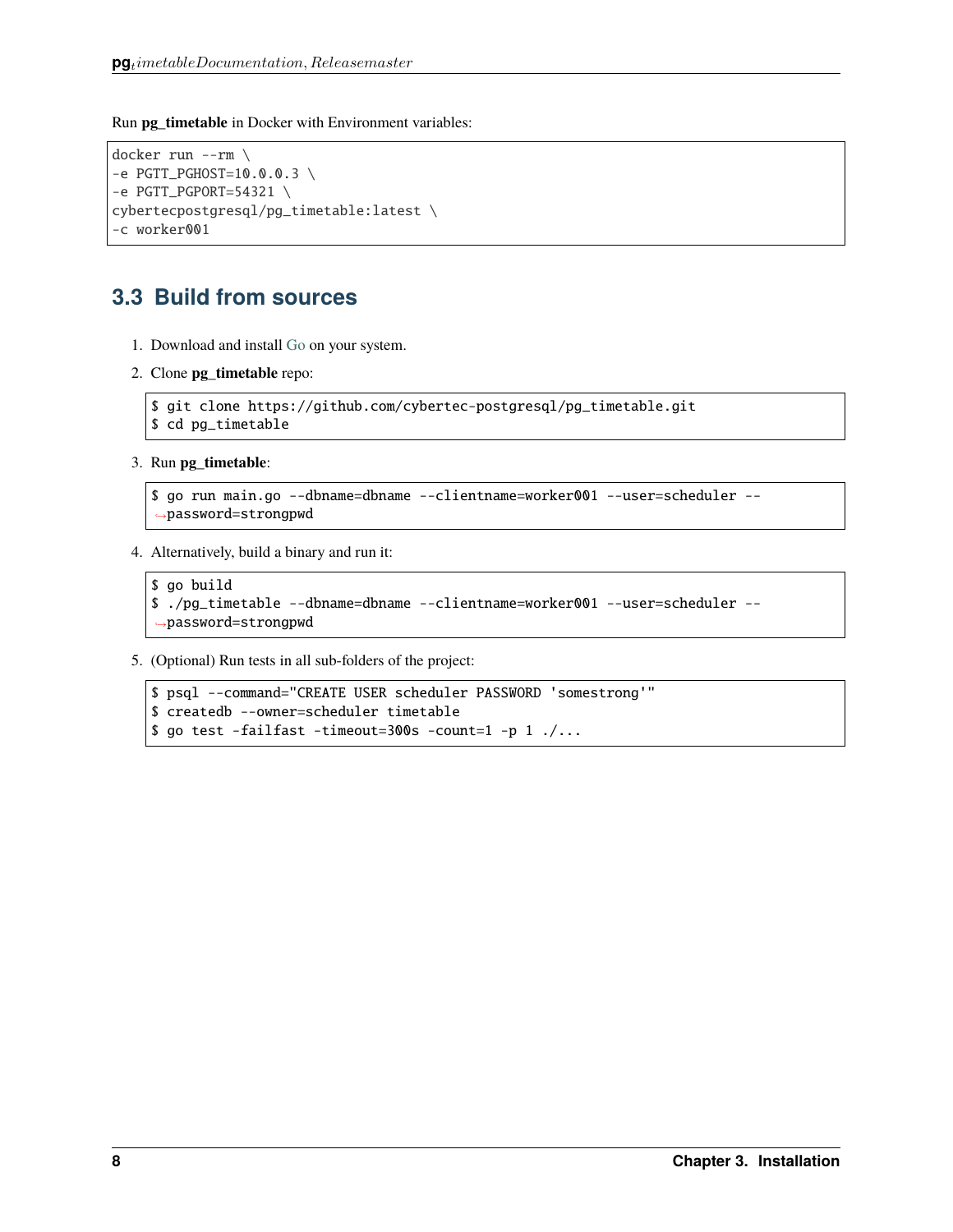Run **pg_timetable** in Docker with Environment variables:

```
docker run --rm \
-e PGTT_PGHOST=10.0.0.3 \
-e PGTT_PGPORT=54321 \
cybertecpostgresql/pg_timetable:latest \
-c worker001
```

## 3.3 Build from sources

1. Download and install Go on your system.
2. Clone **pg_timetable** repo:

```
$ git clone https://github.com/cybertec-postgresql/pg_timetable.git
$ cd pg_timetable
```

3. Run **pg_timetable**:

```
$ go run main.go --dbname=dbname --clientname=worker001 --user=scheduler --password=strongpwd
```

4. Alternatively, build a binary and run it:

```
$ go build
$ ./pg_timetable --dbname=dbname --clientname=worker001 --user=scheduler --password=strongpwd
```

5. (Optional) Run tests in all sub-folders of the project:

```
$ psql --command="CREATE USER scheduler PASSWORD 'somestrong'"
$ createdb --owner=scheduler timetable
$ go test -failfast -timeout=300s -count=1 -p 1 ./...
```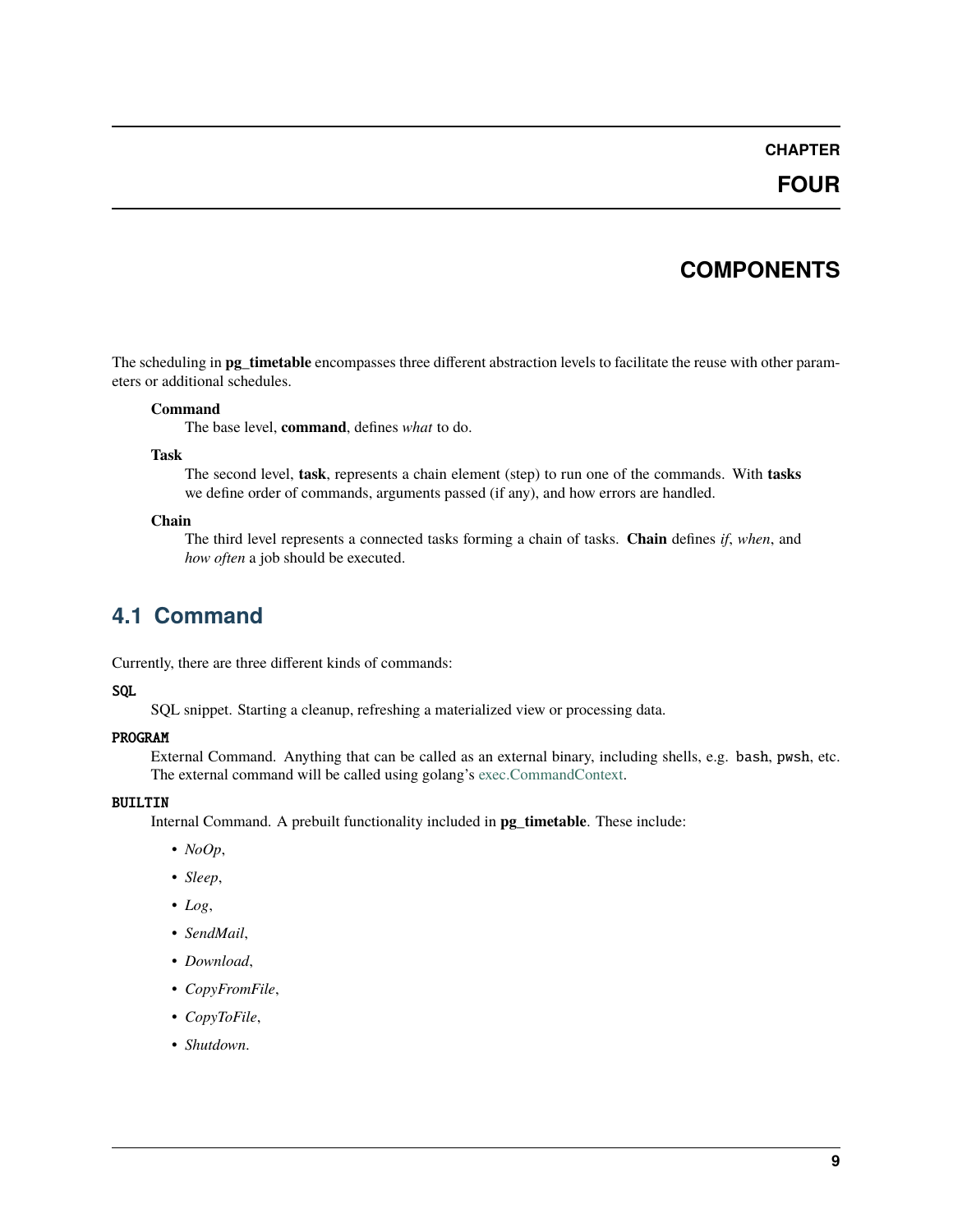# CHAPTER FOUR

# COMPONENTS

The scheduling in **pg_timetable** encompasses three different abstraction levels to facilitate the reuse with other parameters or additional schedules.

**Command**
: The base level, **command**, defines *what* to do.

**Task**
: The second level, **task**, represents a chain element (step) to run one of the commands. With **tasks** we define order of commands, arguments passed (if any), and how errors are handled.

**Chain**
: The third level represents a connected tasks forming a chain of tasks. **Chain** defines *if*, *when*, and *how often* a job should be executed.

## 4.1 Command

Currently, there are three different kinds of commands:

`SQL`
: SQL snippet. Starting a cleanup, refreshing a materialized view or processing data.

`PROGRAM`
: External Command. Anything that can be called as an external binary, including shells, e.g. `bash`, `pwsh`, etc. The external command will be called using golang's exec.CommandContext.

`BUILTIN`
: Internal Command. A prebuilt functionality included in **pg_timetable**. These include:

- *NoOp*,
- *Sleep*,
- *Log*,
- *SendMail*,
- *Download*,
- *CopyFromFile*,
- *CopyToFile*,
- *Shutdown*.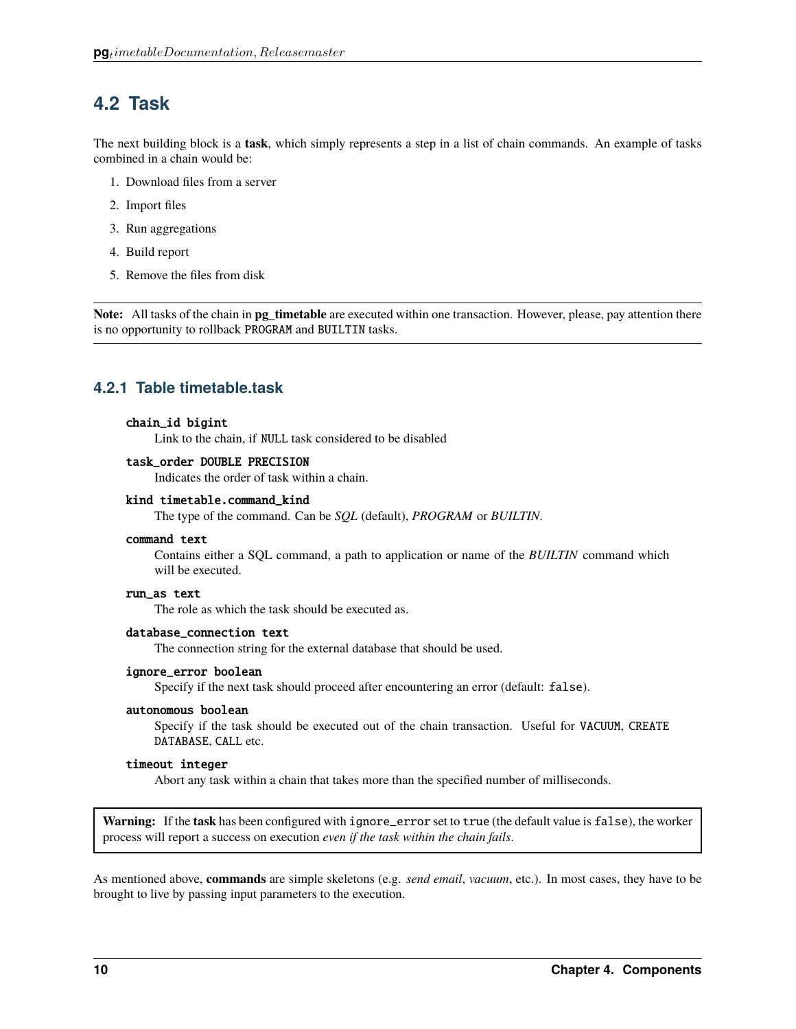## 4.2 Task

The next building block is a **task**, which simply represents a step in a list of chain commands. An example of tasks combined in a chain would be:

1. Download files from a server
2. Import files
3. Run aggregations
4. Build report
5. Remove the files from disk

**Note:** All tasks of the chain in **pg_timetable** are executed within one transaction. However, please, pay attention there is no opportunity to rollback `PROGRAM` and `BUILTIN` tasks.

### 4.2.1 Table timetable.task

**`chain_id bigint`**
Link to the chain, if `NULL` task considered to be disabled

**`task_order DOUBLE PRECISION`**
Indicates the order of task within a chain.

**`kind timetable.command_kind`**
The type of the command. Can be *SQL* (default), *PROGRAM* or *BUILTIN*.

**`command text`**
Contains either a SQL command, a path to application or name of the *BUILTIN* command which will be executed.

**`run_as text`**
The role as which the task should be executed as.

**`database_connection text`**
The connection string for the external database that should be used.

**`ignore_error boolean`**
Specify if the next task should proceed after encountering an error (default: `false`).

**`autonomous boolean`**
Specify if the task should be executed out of the chain transaction. Useful for `VACUUM`, `CREATE DATABASE`, `CALL` etc.

**`timeout integer`**
Abort any task within a chain that takes more than the specified number of milliseconds.

**Warning:** If the **task** has been configured with `ignore_error` set to `true` (the default value is `false`), the worker process will report a success on execution *even if the task within the chain fails*.

As mentioned above, **commands** are simple skeletons (e.g. *send email*, *vacuum*, etc.). In most cases, they have to be brought to live by passing input parameters to the execution.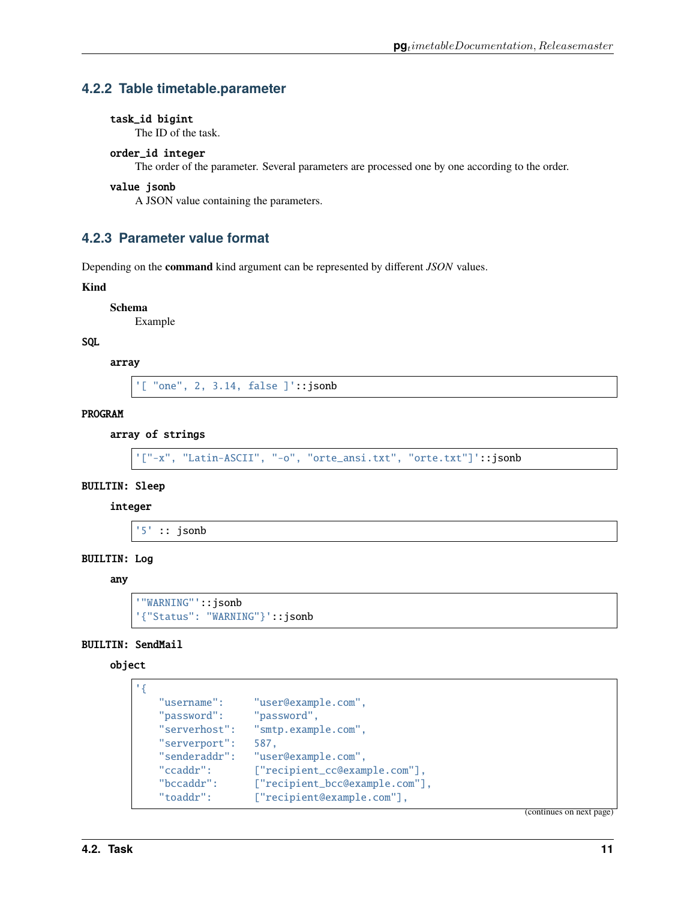### 4.2.2 Table timetable.parameter

**task_id bigint**
The ID of the task.

**order_id integer**
The order of the parameter. Several parameters are processed one by one according to the order.

**value jsonb**
A JSON value containing the parameters.

### 4.2.3 Parameter value format

Depending on the **command** kind argument can be represented by different *JSON* values.

**Kind**

**Schema**
Example

**SQL**

**array**

```
'[ "one", 2, 3.14, false ]'::jsonb
```

**PROGRAM**

**array of strings**

```
'["-x", "Latin-ASCII", "-o", "orte_ansi.txt", "orte.txt"]'::jsonb
```

**BUILTIN: Sleep**

**integer**

```
'5' :: jsonb
```

**BUILTIN: Log**

**any**

```
'"WARNING"'::jsonb
'{"Status": "WARNING"}'::jsonb
```

**BUILTIN: SendMail**

**object**

```
'{
    "username":     "user@example.com",
    "password":     "password",
    "serverhost":   "smtp.example.com",
    "serverport":   587,
    "senderaddr":   "user@example.com",
    "ccaddr":       ["recipient_cc@example.com"],
    "bccaddr":      ["recipient_bcc@example.com"],
    "toaddr":       ["recipient@example.com"],
```

(continues on next page)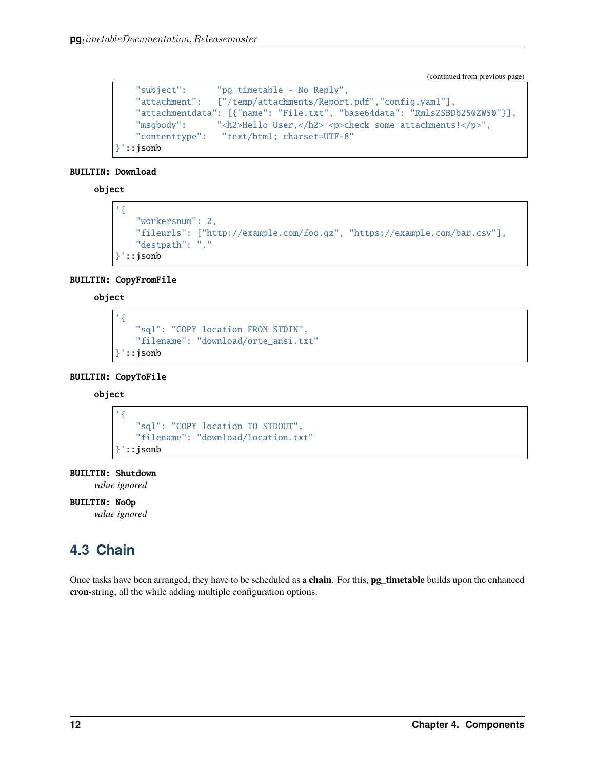(continued from previous page)

```
    "subject":      "pg_timetable - No Reply",
    "attachment":   ["/temp/attachments/Report.pdf","config.yaml"],
    "attachmentdata": [{"name": "File.txt", "base64data": "RmlsZSBDb250ZW50"}],
    "msgbody":      "<h2>Hello User,</h2> <p>check some attachments!</p>",
    "contenttype":   "text/html; charset=UTF-8"
}'::jsonb
```

**BUILTIN: Download**

**object**

```
'{
    "workersnum": 2,
    "fileurls": ["http://example.com/foo.gz", "https://example.com/bar.csv"],
    "destpath": "."
}'::jsonb
```

**BUILTIN: CopyFromFile**

**object**

```
'{
    "sql": "COPY location FROM STDIN",
    "filename": "download/orte_ansi.txt"
}'::jsonb
```

**BUILTIN: CopyToFile**

**object**

```
'{
    "sql": "COPY location TO STDOUT",
    "filename": "download/location.txt"
}'::jsonb
```

**BUILTIN: Shutdown**

*value ignored*

**BUILTIN: NoOp**

*value ignored*

## 4.3 Chain

Once tasks have been arranged, they have to be scheduled as a **chain**. For this, **pg_timetable** builds upon the enhanced **cron**-string, all the while adding multiple configuration options.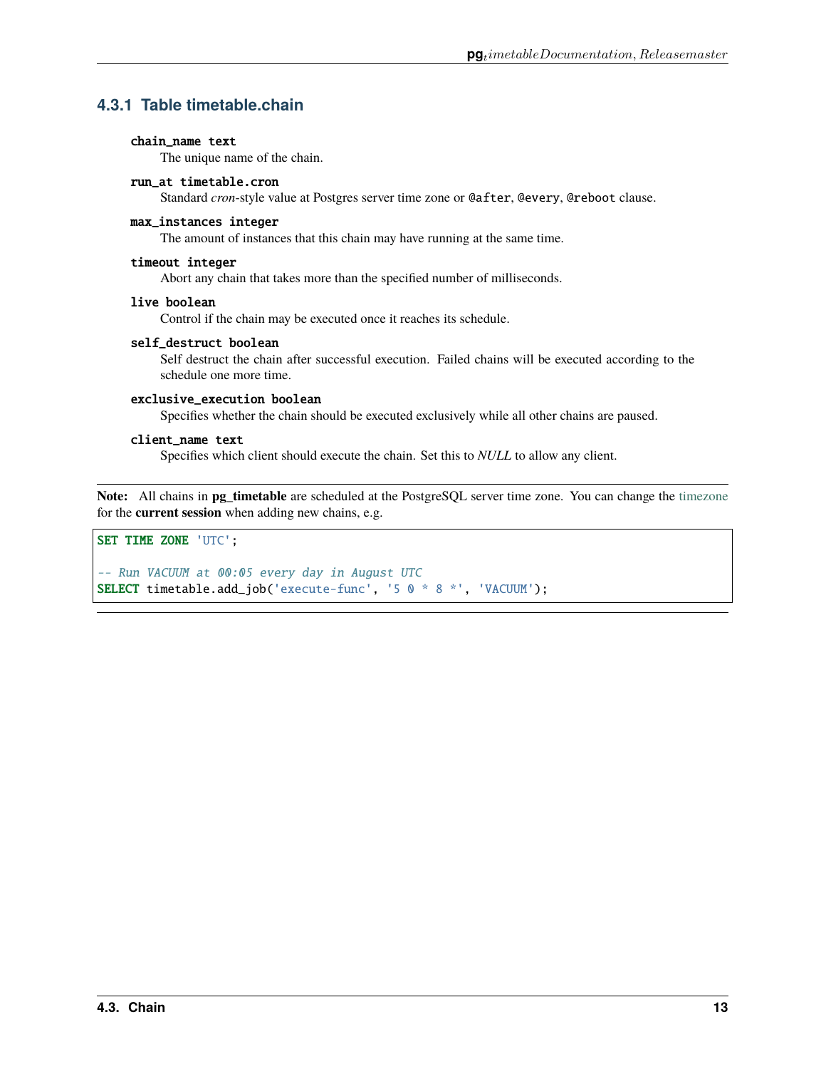### 4.3.1 Table timetable.chain

**chain_name text**
The unique name of the chain.

**run_at timetable.cron**
Standard *cron*-style value at Postgres server time zone or `@after`, `@every`, `@reboot` clause.

**max_instances integer**
The amount of instances that this chain may have running at the same time.

**timeout integer**
Abort any chain that takes more than the specified number of milliseconds.

**live boolean**
Control if the chain may be executed once it reaches its schedule.

**self_destruct boolean**
Self destruct the chain after successful execution. Failed chains will be executed according to the schedule one more time.

**exclusive_execution boolean**
Specifies whether the chain should be executed exclusively while all other chains are paused.

**client_name text**
Specifies which client should execute the chain. Set this to *NULL* to allow any client.

---

**Note:** All chains in **pg_timetable** are scheduled at the PostgreSQL server time zone. You can change the timezone for the **current session** when adding new chains, e.g.

```sql
SET TIME ZONE 'UTC';

-- Run VACUUM at 00:05 every day in August UTC
SELECT timetable.add_job('execute-func', '5 0 * 8 *', 'VACUUM');
```

---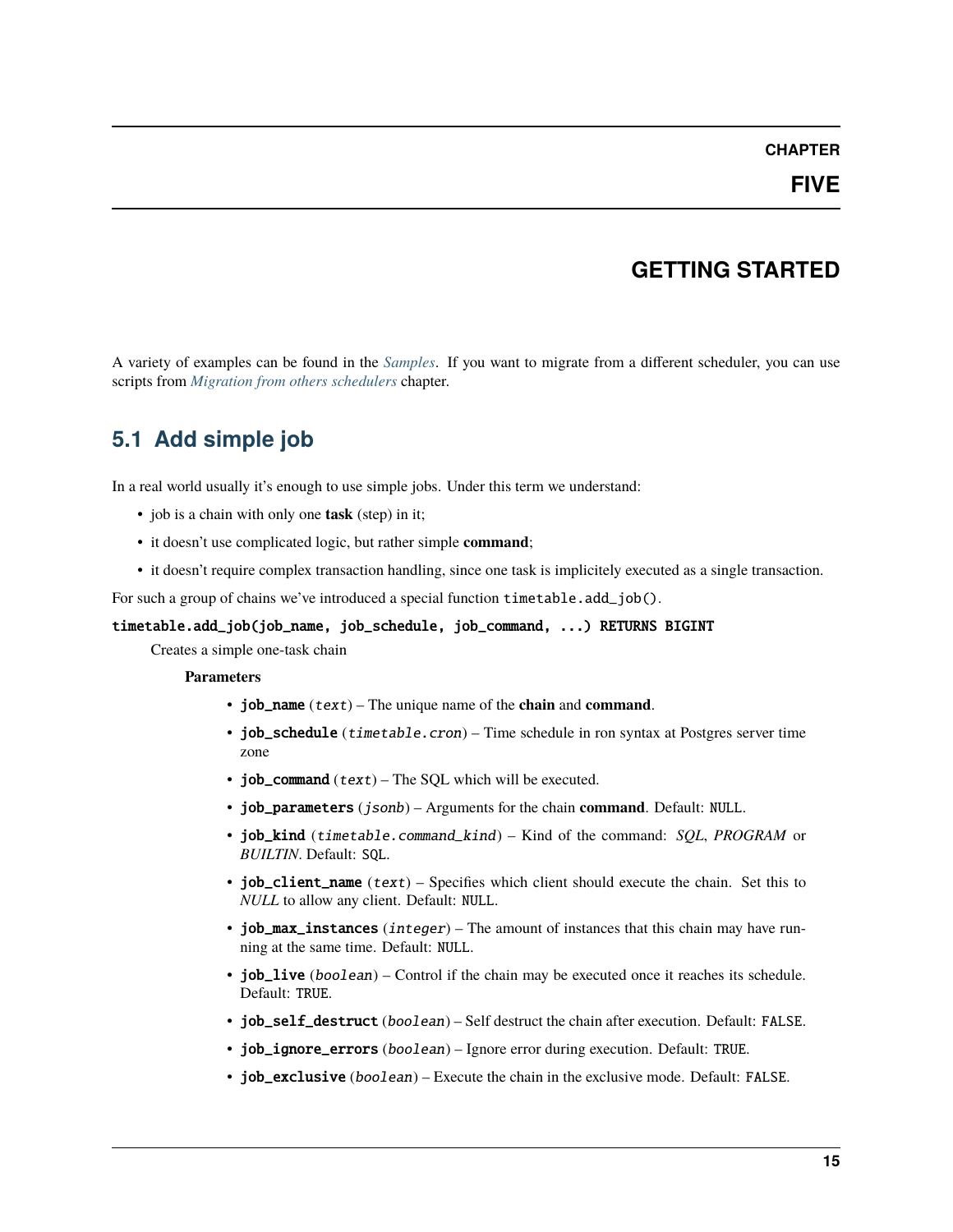# CHAPTER FIVE

# GETTING STARTED

A variety of examples can be found in the *Samples*. If you want to migrate from a different scheduler, you can use scripts from *Migration from others schedulers* chapter.

## 5.1 Add simple job

In a real world usually it's enough to use simple jobs. Under this term we understand:

- job is a chain with only one **task** (step) in it;
- it doesn't use complicated logic, but rather simple **command**;
- it doesn't require complex transaction handling, since one task is implicitely executed as a single transaction.

For such a group of chains we've introduced a special function `timetable.add_job()`.

**`timetable.add_job(job_name, job_schedule, job_command, ...) RETURNS BIGINT`**

Creates a simple one-task chain

**Parameters**

- **`job_name`** (*`text`*) – The unique name of the **chain** and **command**.
- **`job_schedule`** (*`timetable.cron`*) – Time schedule in ron syntax at Postgres server time zone
- **`job_command`** (*`text`*) – The SQL which will be executed.
- **`job_parameters`** (*`jsonb`*) – Arguments for the chain **command**. Default: `NULL`.
- **`job_kind`** (*`timetable.command_kind`*) – Kind of the command: *SQL*, *PROGRAM* or *BUILTIN*. Default: `SQL`.
- **`job_client_name`** (*`text`*) – Specifies which client should execute the chain. Set this to *NULL* to allow any client. Default: `NULL`.
- **`job_max_instances`** (*`integer`*) – The amount of instances that this chain may have running at the same time. Default: `NULL`.
- **`job_live`** (*`boolean`*) – Control if the chain may be executed once it reaches its schedule. Default: `TRUE`.
- **`job_self_destruct`** (*`boolean`*) – Self destruct the chain after execution. Default: `FALSE`.
- **`job_ignore_errors`** (*`boolean`*) – Ignore error during execution. Default: `TRUE`.
- **`job_exclusive`** (*`boolean`*) – Execute the chain in the exclusive mode. Default: `FALSE`.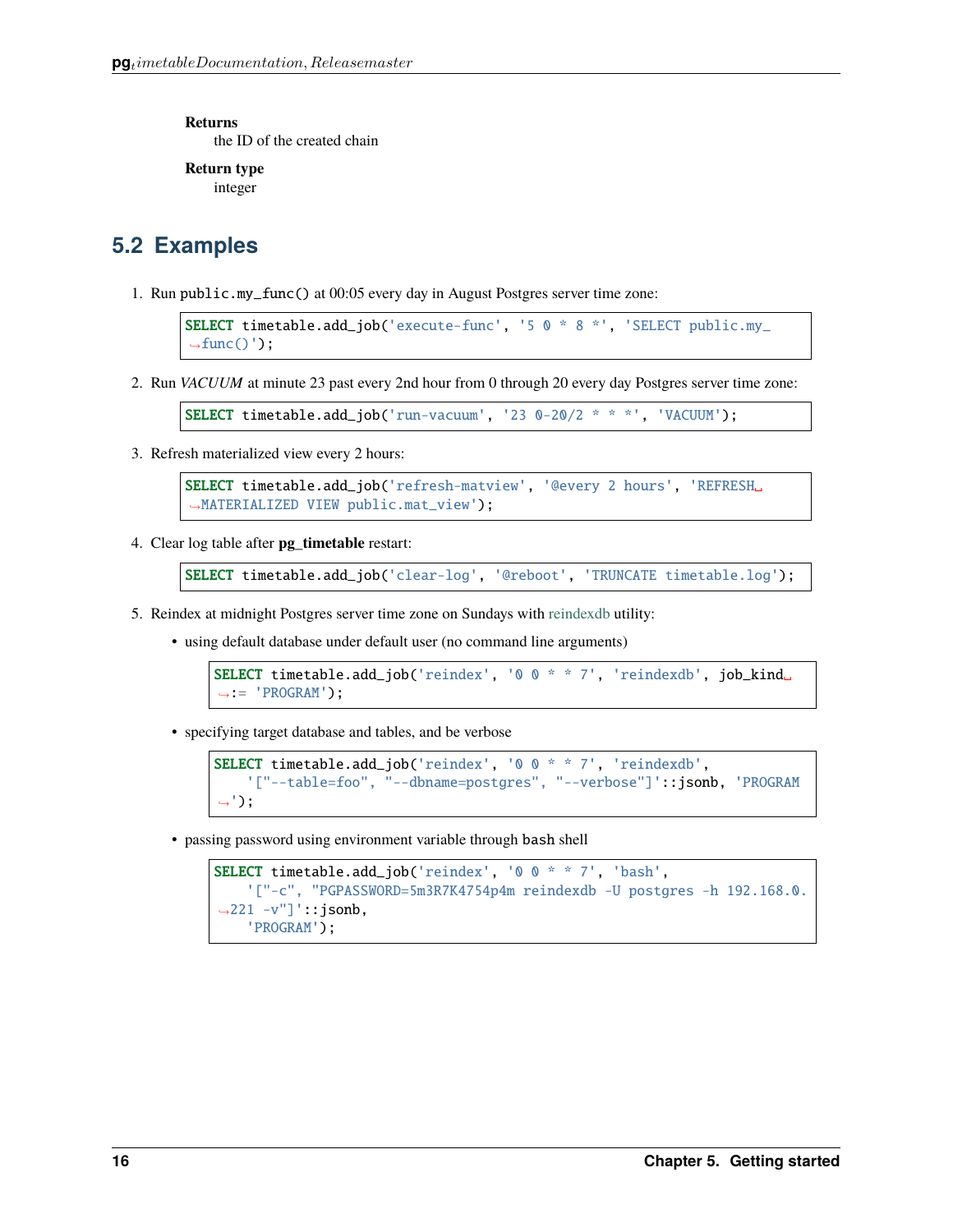**Returns**
the ID of the created chain

**Return type**
integer

## 5.2 Examples

1. Run `public.my_func()` at 00:05 every day in August Postgres server time zone:

```
SELECT timetable.add_job('execute-func', '5 0 * 8 *', 'SELECT public.my_func()');
```

2. Run *VACUUM* at minute 23 past every 2nd hour from 0 through 20 every day Postgres server time zone:

```
SELECT timetable.add_job('run-vacuum', '23 0-20/2 * * *', 'VACUUM');
```

3. Refresh materialized view every 2 hours:

```
SELECT timetable.add_job('refresh-matview', '@every 2 hours', 'REFRESH MATERIALIZED VIEW public.mat_view');
```

4. Clear log table after **pg_timetable** restart:

```
SELECT timetable.add_job('clear-log', '@reboot', 'TRUNCATE timetable.log');
```

5. Reindex at midnight Postgres server time zone on Sundays with reindexdb utility:

   - using default database under default user (no command line arguments)

   ```
   SELECT timetable.add_job('reindex', '0 0 * * 7', 'reindexdb', job_kind := 'PROGRAM');
   ```

   - specifying target database and tables, and be verbose

   ```
   SELECT timetable.add_job('reindex', '0 0 * * 7', 'reindexdb',
       '["--table=foo", "--dbname=postgres", "--verbose"]'::jsonb, 'PROGRAM');
   ```

   - passing password using environment variable through `bash` shell

   ```
   SELECT timetable.add_job('reindex', '0 0 * * 7', 'bash',
       '["-c", "PGPASSWORD=5m3R7K4754p4m reindexdb -U postgres -h 192.168.0.221 -v"]'::jsonb,
       'PROGRAM');
   ```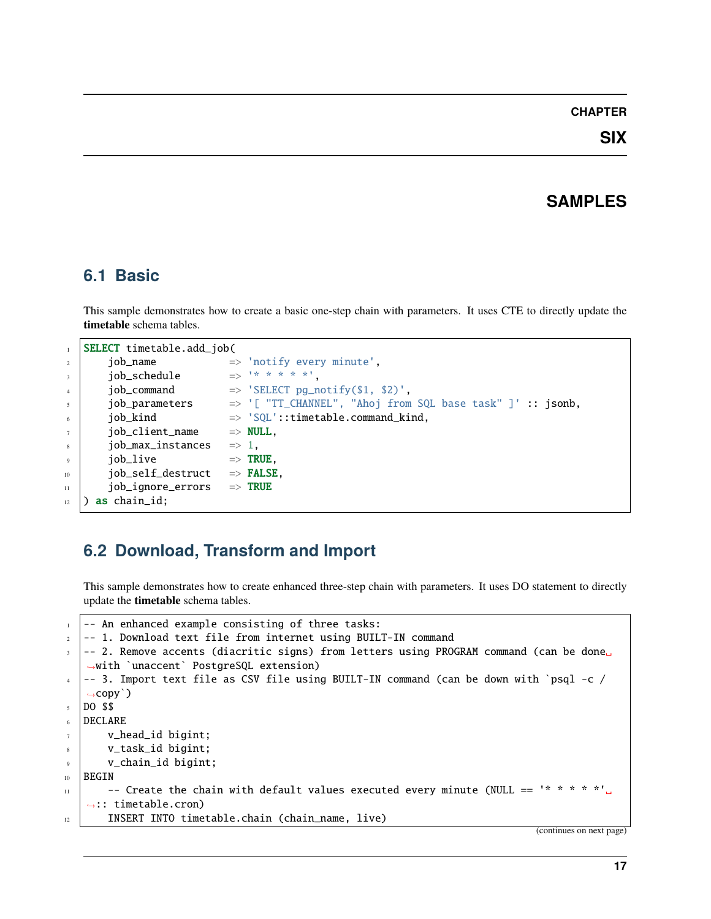# CHAPTER SIX

# SAMPLES

## 6.1 Basic

This sample demonstrates how to create a basic one-step chain with parameters. It uses CTE to directly update the **timetable** schema tables.

```
SELECT timetable.add_job(
    job_name            => 'notify every minute',
    job_schedule        => '* * * * *',
    job_command         => 'SELECT pg_notify($1, $2)',
    job_parameters      => '[ "TT_CHANNEL", "Ahoj from SQL base task" ]' :: jsonb,
    job_kind            => 'SQL'::timetable.command_kind,
    job_client_name     => NULL,
    job_max_instances   => 1,
    job_live            => TRUE,
    job_self_destruct   => FALSE,
    job_ignore_errors   => TRUE
) as chain_id;
```

## 6.2 Download, Transform and Import

This sample demonstrates how to create enhanced three-step chain with parameters. It uses DO statement to directly update the **timetable** schema tables.

```
-- An enhanced example consisting of three tasks:
-- 1. Download text file from internet using BUILT-IN command
-- 2. Remove accents (diacritic signs) from letters using PROGRAM command (can be done with `unaccent` PostgreSQL extension)
-- 3. Import text file as CSV file using BUILT-IN command (can be down with `psql -c /copy`)
DO $$
DECLARE
    v_head_id bigint;
    v_task_id bigint;
    v_chain_id bigint;
BEGIN
    -- Create the chain with default values executed every minute (NULL == '* * * * *' :: timetable.cron)
    INSERT INTO timetable.chain (chain_name, live)
```

(continues on next page)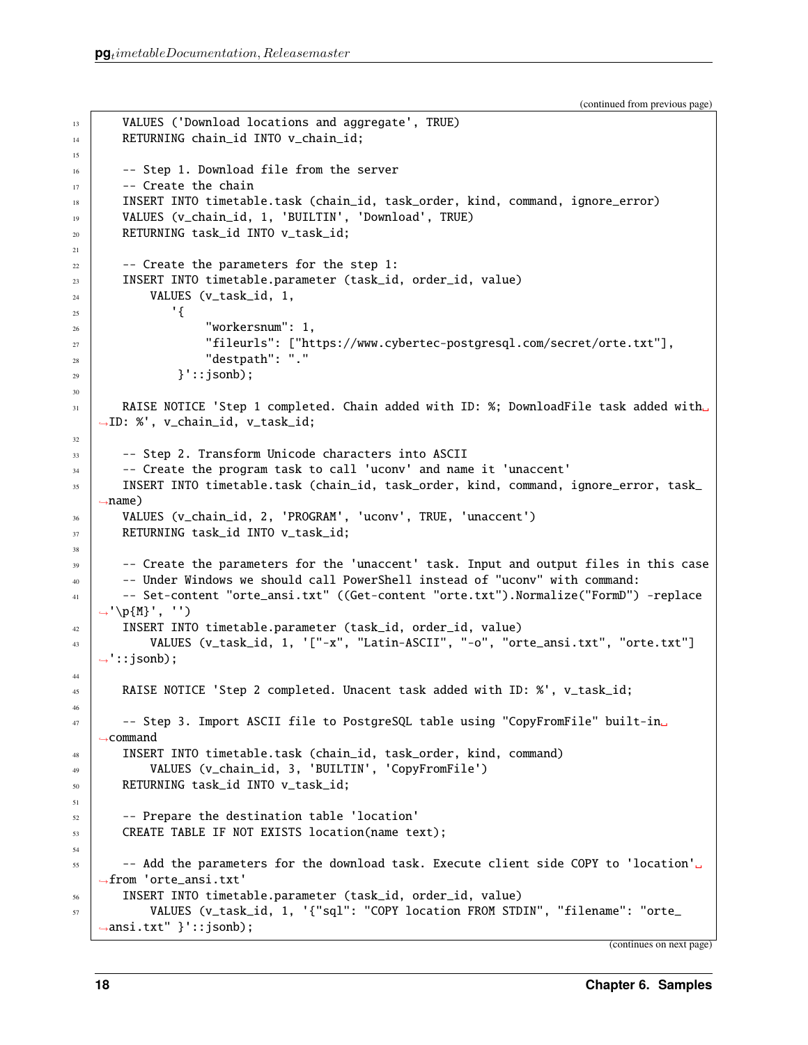(continued from previous page)

```
    VALUES ('Download locations and aggregate', TRUE)
    RETURNING chain_id INTO v_chain_id;

    -- Step 1. Download file from the server
    -- Create the chain
    INSERT INTO timetable.task (chain_id, task_order, kind, command, ignore_error)
    VALUES (v_chain_id, 1, 'BUILTIN', 'Download', TRUE)
    RETURNING task_id INTO v_task_id;

    -- Create the parameters for the step 1:
    INSERT INTO timetable.parameter (task_id, order_id, value)
        VALUES (v_task_id, 1,
           '{
                "workersnum": 1,
                "fileurls": ["https://www.cybertec-postgresql.com/secret/orte.txt"],
                "destpath": "."
            }'::jsonb);

    RAISE NOTICE 'Step 1 completed. Chain added with ID: %; DownloadFile task added with ID: %', v_chain_id, v_task_id;

    -- Step 2. Transform Unicode characters into ASCII
    -- Create the program task to call 'uconv' and name it 'unaccent'
    INSERT INTO timetable.task (chain_id, task_order, kind, command, ignore_error, task_name)
    VALUES (v_chain_id, 2, 'PROGRAM', 'uconv', TRUE, 'unaccent')
    RETURNING task_id INTO v_task_id;

    -- Create the parameters for the 'unaccent' task. Input and output files in this case
    -- Under Windows we should call PowerShell instead of "uconv" with command:
    -- Set-content "orte_ansi.txt" ((Get-content "orte.txt").Normalize("FormD") -replace '\p{M}', '')
    INSERT INTO timetable.parameter (task_id, order_id, value)
        VALUES (v_task_id, 1, '["-x", "Latin-ASCII", "-o", "orte_ansi.txt", "orte.txt"]'::jsonb);

    RAISE NOTICE 'Step 2 completed. Unacent task added with ID: %', v_task_id;

    -- Step 3. Import ASCII file to PostgreSQL table using "CopyFromFile" built-in command
    INSERT INTO timetable.task (chain_id, task_order, kind, command)
        VALUES (v_chain_id, 3, 'BUILTIN', 'CopyFromFile')
    RETURNING task_id INTO v_task_id;

    -- Prepare the destination table 'location'
    CREATE TABLE IF NOT EXISTS location(name text);

    -- Add the parameters for the download task. Execute client side COPY to 'location' from 'orte_ansi.txt'
    INSERT INTO timetable.parameter (task_id, order_id, value)
        VALUES (v_task_id, 1, '{"sql": "COPY location FROM STDIN", "filename": "orte_ansi.txt" }'::jsonb);
```

(continues on next page)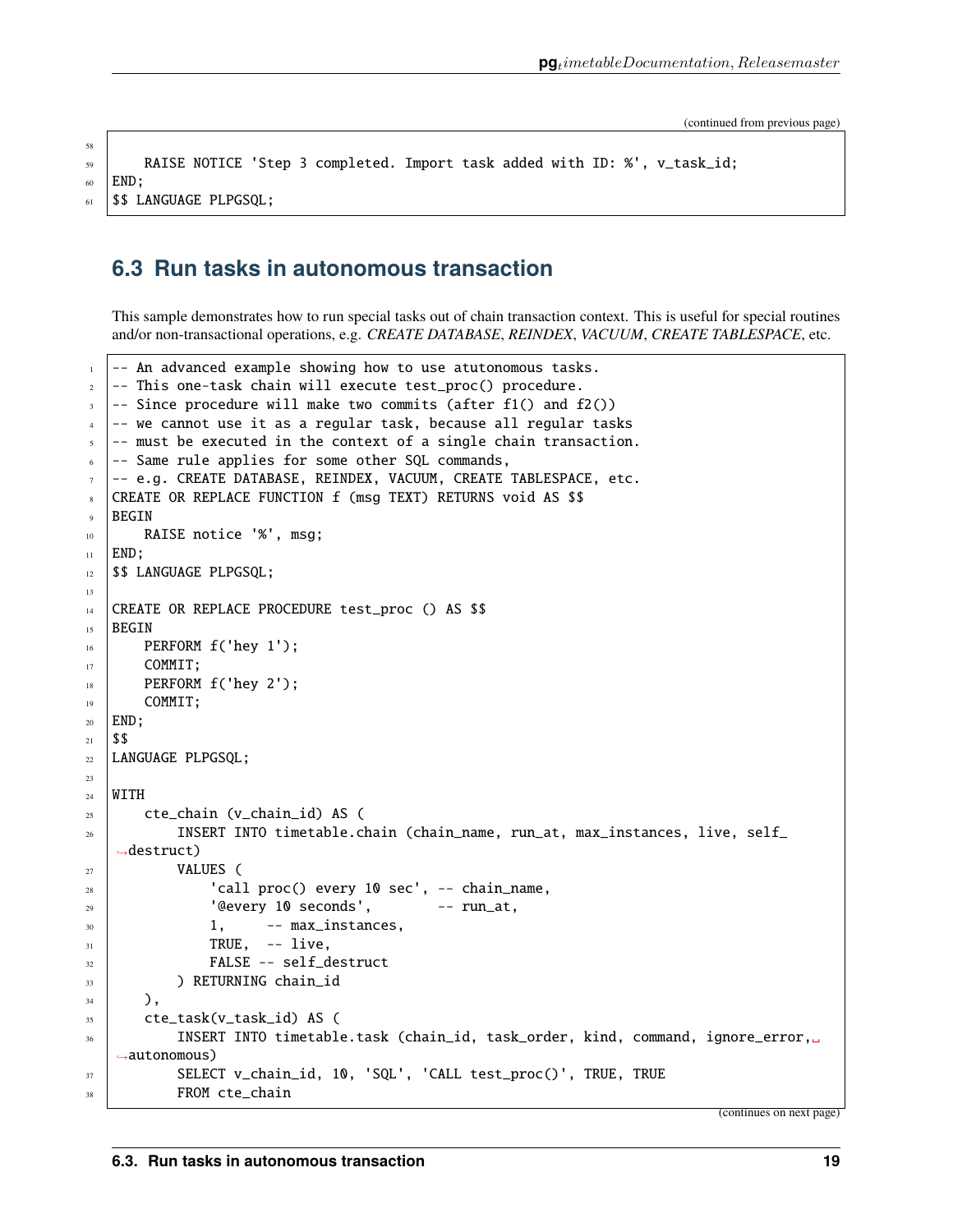(continued from previous page)

```
    RAISE NOTICE 'Step 3 completed. Import task added with ID: %', v_task_id;
END;
$$ LANGUAGE PLPGSQL;
```

## 6.3 Run tasks in autonomous transaction

This sample demonstrates how to run special tasks out of chain transaction context. This is useful for special routines and/or non-transactional operations, e.g. *CREATE DATABASE*, *REINDEX*, *VACUUM*, *CREATE TABLESPACE*, etc.

```
-- An advanced example showing how to use atutonomous tasks.
-- This one-task chain will execute test_proc() procedure.
-- Since procedure will make two commits (after f1() and f2())
-- we cannot use it as a regular task, because all regular tasks
-- must be executed in the context of a single chain transaction.
-- Same rule applies for some other SQL commands,
-- e.g. CREATE DATABASE, REINDEX, VACUUM, CREATE TABLESPACE, etc.
CREATE OR REPLACE FUNCTION f (msg TEXT) RETURNS void AS $$
BEGIN
    RAISE notice '%', msg;
END;
$$ LANGUAGE PLPGSQL;

CREATE OR REPLACE PROCEDURE test_proc () AS $$
BEGIN
    PERFORM f('hey 1');
    COMMIT;
    PERFORM f('hey 2');
    COMMIT;
END;
$$
LANGUAGE PLPGSQL;

WITH
    cte_chain (v_chain_id) AS (
        INSERT INTO timetable.chain (chain_name, run_at, max_instances, live, self_destruct)
        VALUES (
            'call proc() every 10 sec', -- chain_name,
            '@every 10 seconds',        -- run_at,
            1,     -- max_instances,
            TRUE,  -- live,
            FALSE -- self_destruct
        ) RETURNING chain_id
    ),
    cte_task(v_task_id) AS (
        INSERT INTO timetable.task (chain_id, task_order, kind, command, ignore_error, autonomous)
        SELECT v_chain_id, 10, 'SQL', 'CALL test_proc()', TRUE, TRUE
        FROM cte_chain
```

(continues on next page)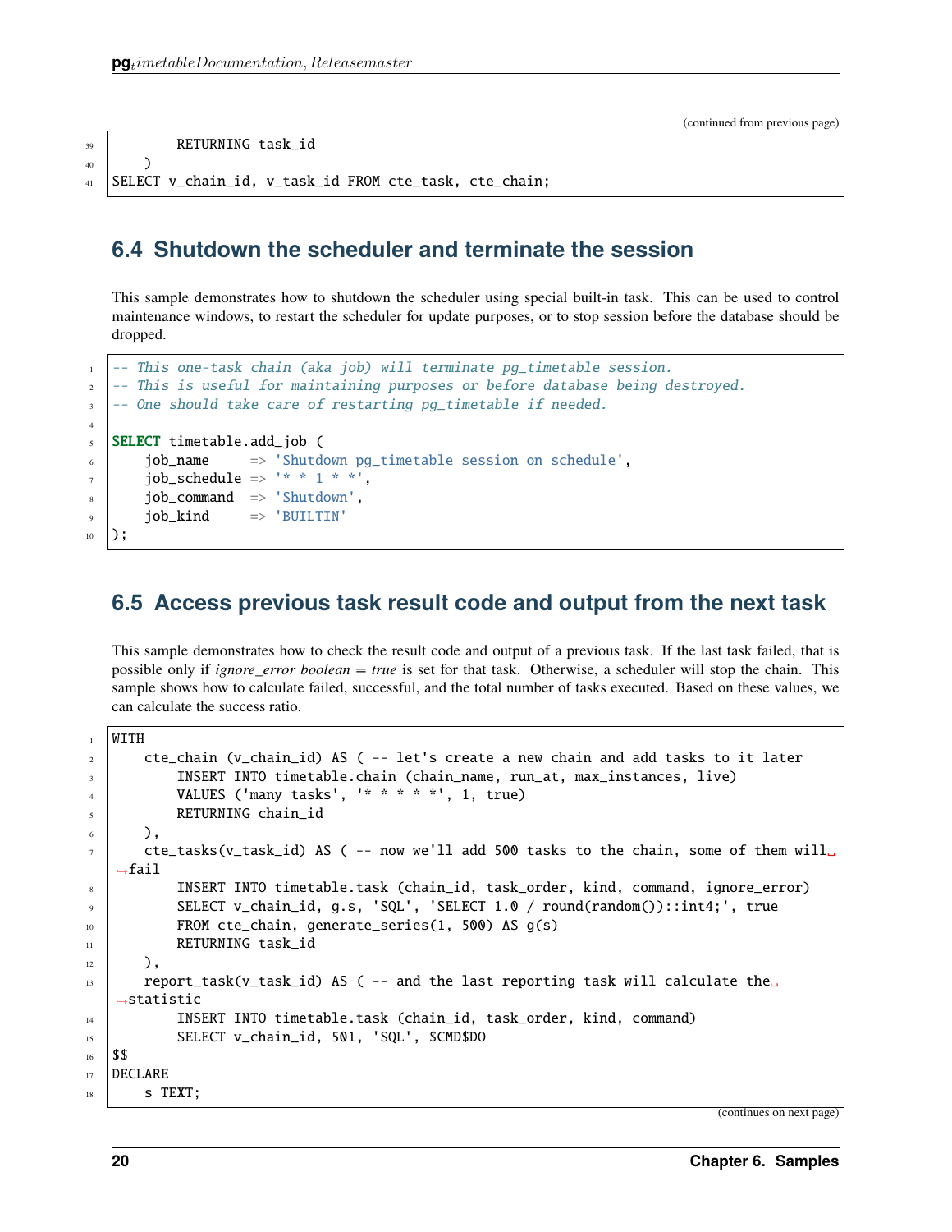(continued from previous page)

```
        RETURNING task_id
    )
SELECT v_chain_id, v_task_id FROM cte_task, cte_chain;
```

## 6.4 Shutdown the scheduler and terminate the session

This sample demonstrates how to shutdown the scheduler using special built-in task. This can be used to control maintenance windows, to restart the scheduler for update purposes, or to stop session before the database should be dropped.

```
-- This one-task chain (aka job) will terminate pg_timetable session.
-- This is useful for maintaining purposes or before database being destroyed.
-- One should take care of restarting pg_timetable if needed.

SELECT timetable.add_job (
    job_name     => 'Shutdown pg_timetable session on schedule',
    job_schedule => '* * 1 * *',
    job_command  => 'Shutdown',
    job_kind     => 'BUILTIN'
);
```

## 6.5 Access previous task result code and output from the next task

This sample demonstrates how to check the result code and output of a previous task. If the last task failed, that is possible only if *ignore_error boolean = true* is set for that task. Otherwise, a scheduler will stop the chain. This sample shows how to calculate failed, successful, and the total number of tasks executed. Based on these values, we can calculate the success ratio.

```
WITH
    cte_chain (v_chain_id) AS ( -- let's create a new chain and add tasks to it later
        INSERT INTO timetable.chain (chain_name, run_at, max_instances, live)
        VALUES ('many tasks', '* * * * *', 1, true)
        RETURNING chain_id
    ),
    cte_tasks(v_task_id) AS ( -- now we'll add 500 tasks to the chain, some of them will fail
        INSERT INTO timetable.task (chain_id, task_order, kind, command, ignore_error)
        SELECT v_chain_id, g.s, 'SQL', 'SELECT 1.0 / round(random())::int4;', true
        FROM cte_chain, generate_series(1, 500) AS g(s)
        RETURNING task_id
    ),
    report_task(v_task_id) AS ( -- and the last reporting task will calculate the statistic
        INSERT INTO timetable.task (chain_id, task_order, kind, command)
        SELECT v_chain_id, 501, 'SQL', $CMD$DO
$$
DECLARE
    s TEXT;
```

(continues on next page)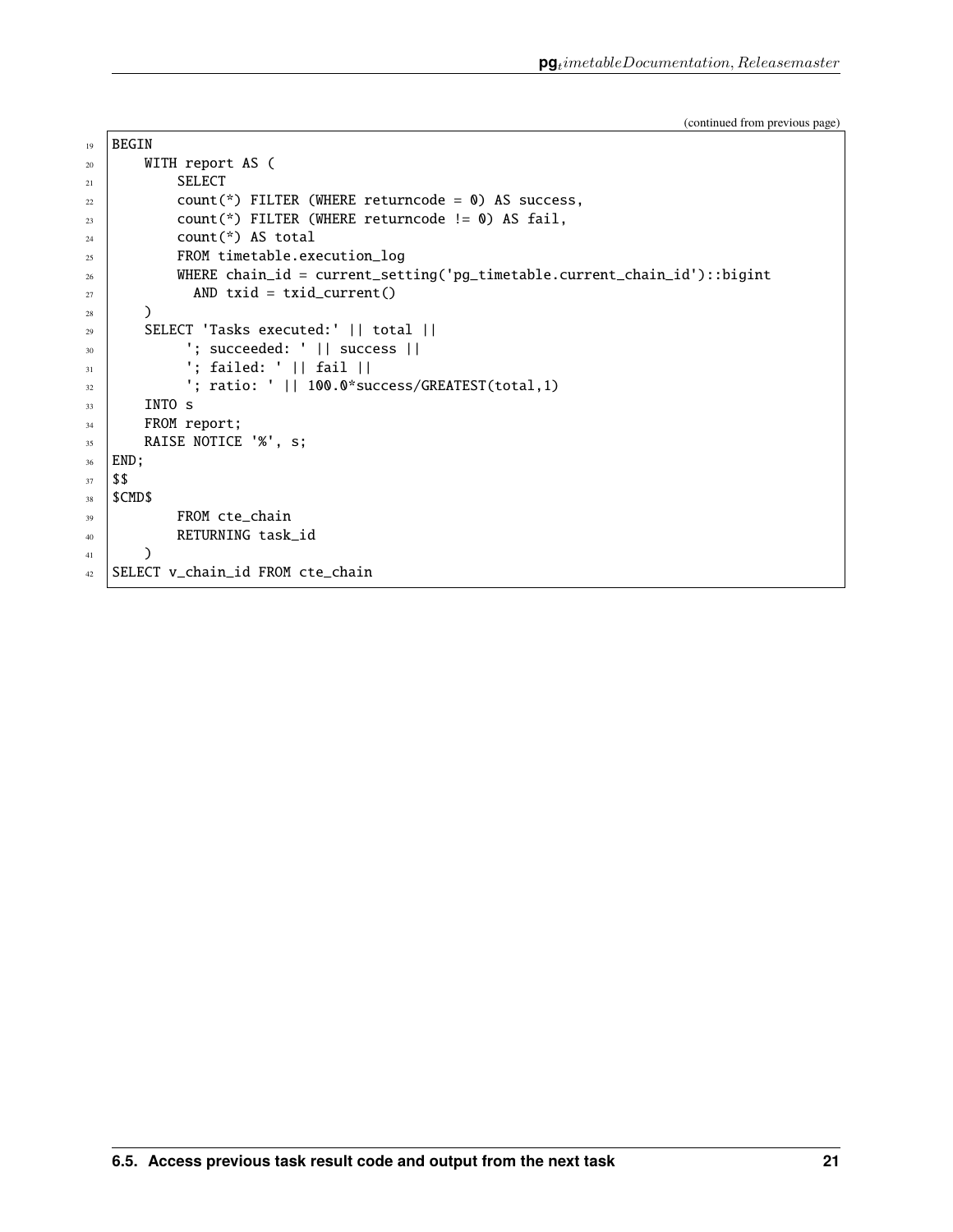(continued from previous page)

```
BEGIN
    WITH report AS (
        SELECT
        count(*) FILTER (WHERE returncode = 0) AS success,
        count(*) FILTER (WHERE returncode != 0) AS fail,
        count(*) AS total
        FROM timetable.execution_log
        WHERE chain_id = current_setting('pg_timetable.current_chain_id')::bigint
          AND txid = txid_current()
    )
    SELECT 'Tasks executed:' || total ||
         '; succeeded: ' || success ||
         '; failed: ' || fail ||
         '; ratio: ' || 100.0*success/GREATEST(total,1)
    INTO s
    FROM report;
    RAISE NOTICE '%', s;
END;
$$
$CMD$
        FROM cte_chain
        RETURNING task_id
    )
SELECT v_chain_id FROM cte_chain
```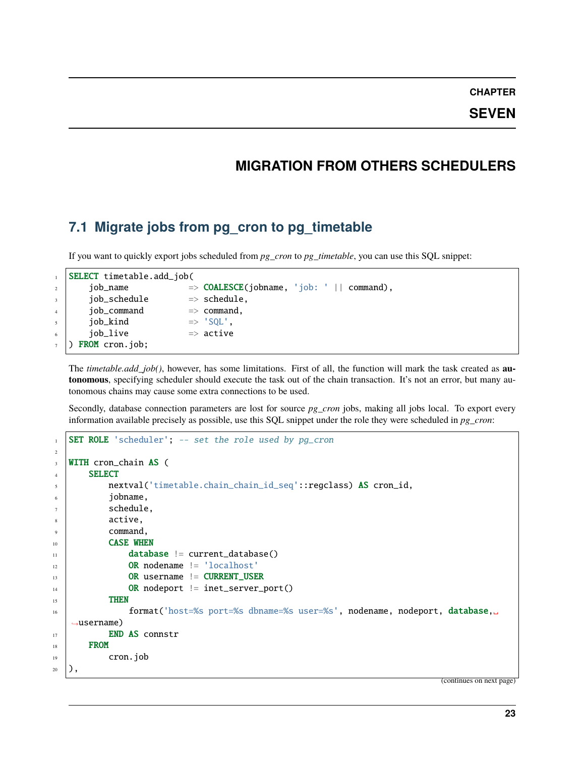# CHAPTER SEVEN

# MIGRATION FROM OTHERS SCHEDULERS

## 7.1 Migrate jobs from pg_cron to pg_timetable

If you want to quickly export jobs scheduled from *pg_cron* to *pg_timetable*, you can use this SQL snippet:

```sql
SELECT timetable.add_job(
    job_name            => COALESCE(jobname, 'job: ' || command),
    job_schedule        => schedule,
    job_command         => command,
    job_kind            => 'SQL',
    job_live            => active
) FROM cron.job;
```

The *timetable.add_job()*, however, has some limitations. First of all, the function will mark the task created as **autonomous**, specifying scheduler should execute the task out of the chain transaction. It's not an error, but many autonomous chains may cause some extra connections to be used.

Secondly, database connection parameters are lost for source *pg_cron* jobs, making all jobs local. To export every information available precisely as possible, use this SQL snippet under the role they were scheduled in *pg_cron*:

```sql
SET ROLE 'scheduler'; -- set the role used by pg_cron

WITH cron_chain AS (
    SELECT
        nextval('timetable.chain_chain_id_seq'::regclass) AS cron_id,
        jobname,
        schedule,
        active,
        command,
        CASE WHEN
            database != current_database()
            OR nodename != 'localhost'
            OR username != CURRENT_USER
            OR nodeport != inet_server_port()
        THEN
            format('host=%s port=%s dbname=%s user=%s', nodename, nodeport, database, username)
        END AS connstr
    FROM
        cron.job
),
```

(continues on next page)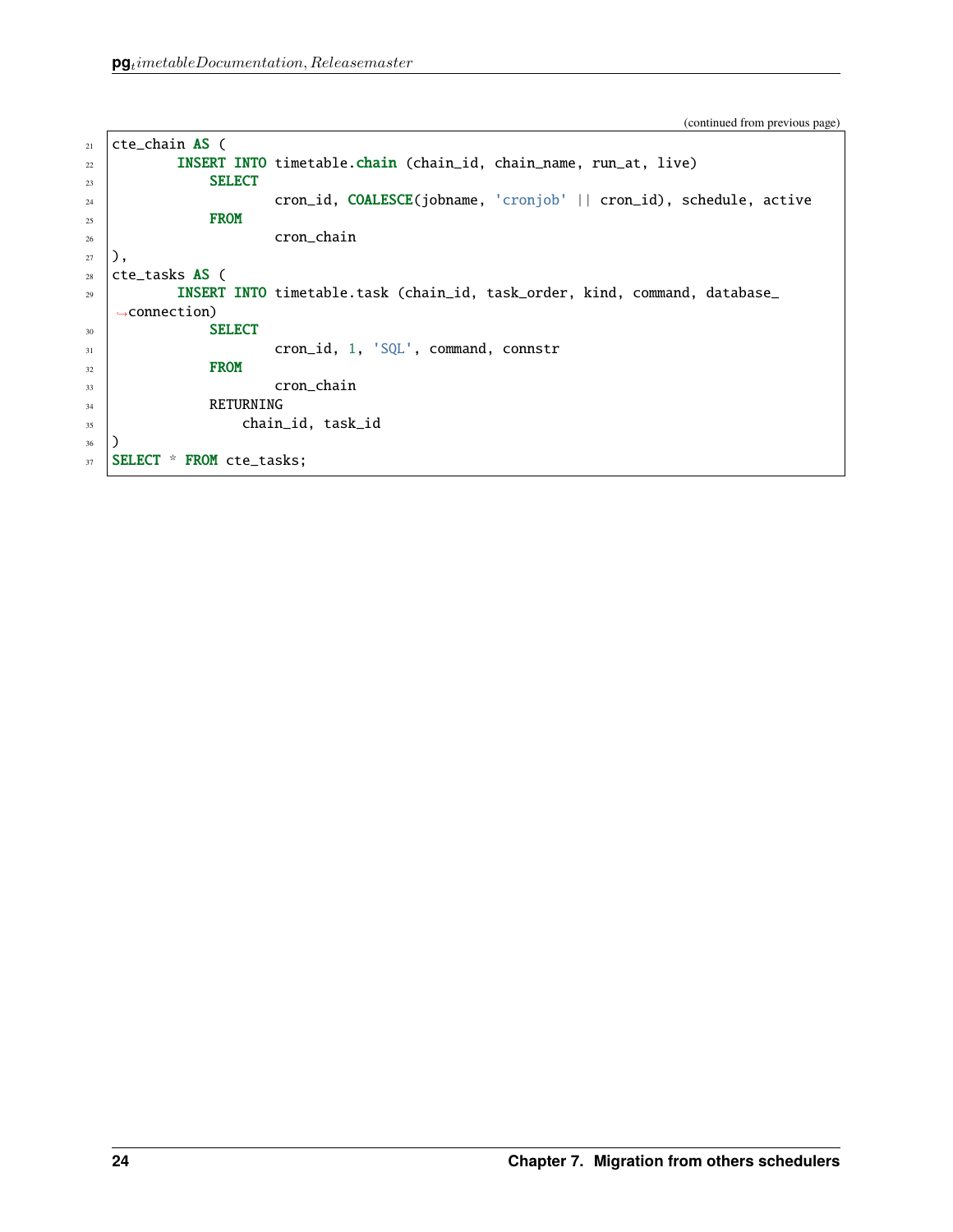(continued from previous page)

```sql
cte_chain AS (
        INSERT INTO timetable.chain (chain_id, chain_name, run_at, live)
            SELECT
                    cron_id, COALESCE(jobname, 'cronjob' || cron_id), schedule, active
            FROM
                    cron_chain
),
cte_tasks AS (
        INSERT INTO timetable.task (chain_id, task_order, kind, command, database_connection)
            SELECT
                    cron_id, 1, 'SQL', command, connstr
            FROM
                    cron_chain
            RETURNING
                chain_id, task_id
)
SELECT * FROM cte_tasks;
```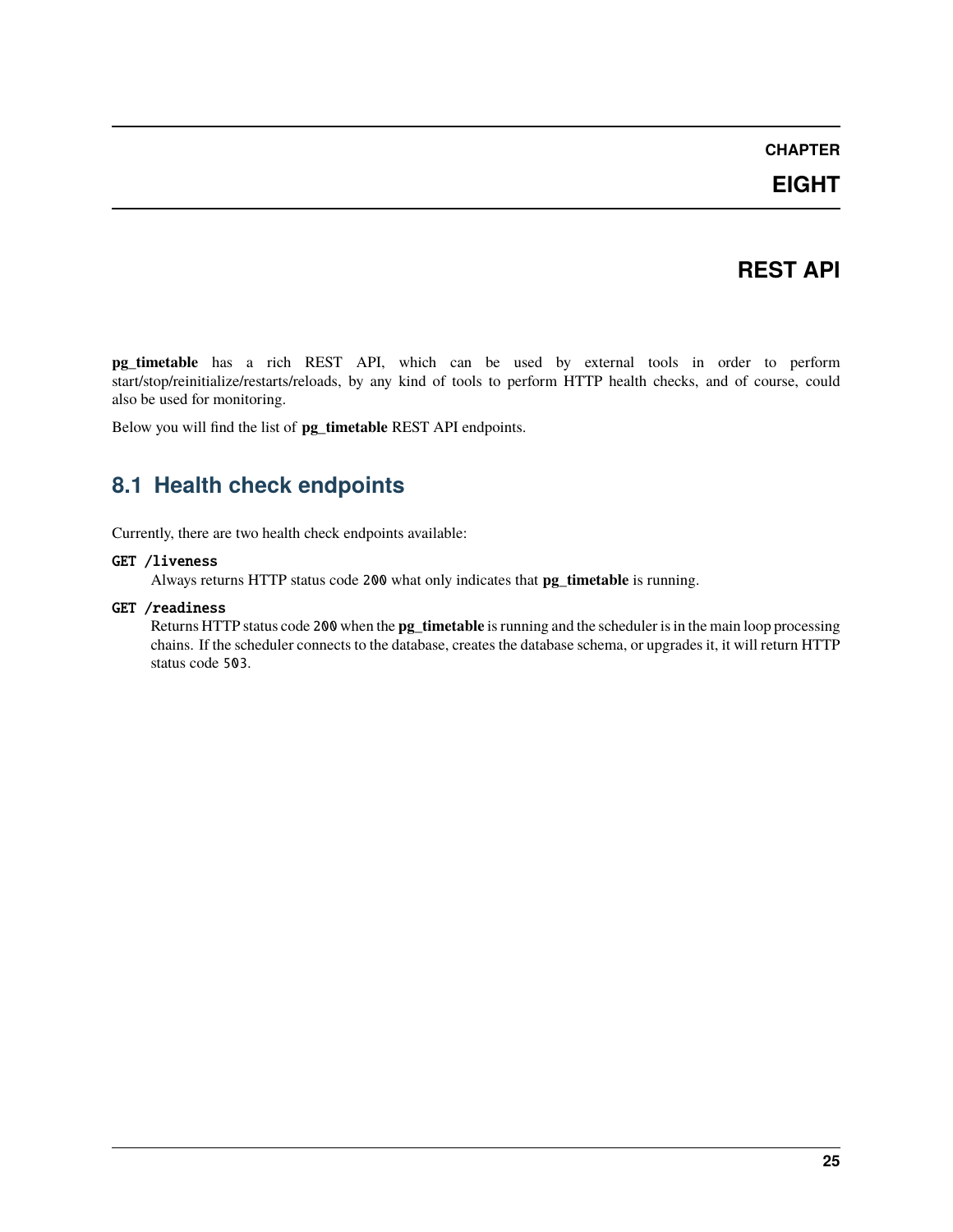# CHAPTER EIGHT

# REST API

**pg_timetable** has a rich REST API, which can be used by external tools in order to perform start/stop/reinitialize/restarts/reloads, by any kind of tools to perform HTTP health checks, and of course, could also be used for monitoring.

Below you will find the list of **pg_timetable** REST API endpoints.

## 8.1 Health check endpoints

Currently, there are two health check endpoints available:

**GET /liveness**
: Always returns HTTP status code `200` what only indicates that **pg_timetable** is running.

**GET /readiness**
: Returns HTTP status code `200` when the **pg_timetable** is running and the scheduler is in the main loop processing chains. If the scheduler connects to the database, creates the database schema, or upgrades it, it will return HTTP status code `503`.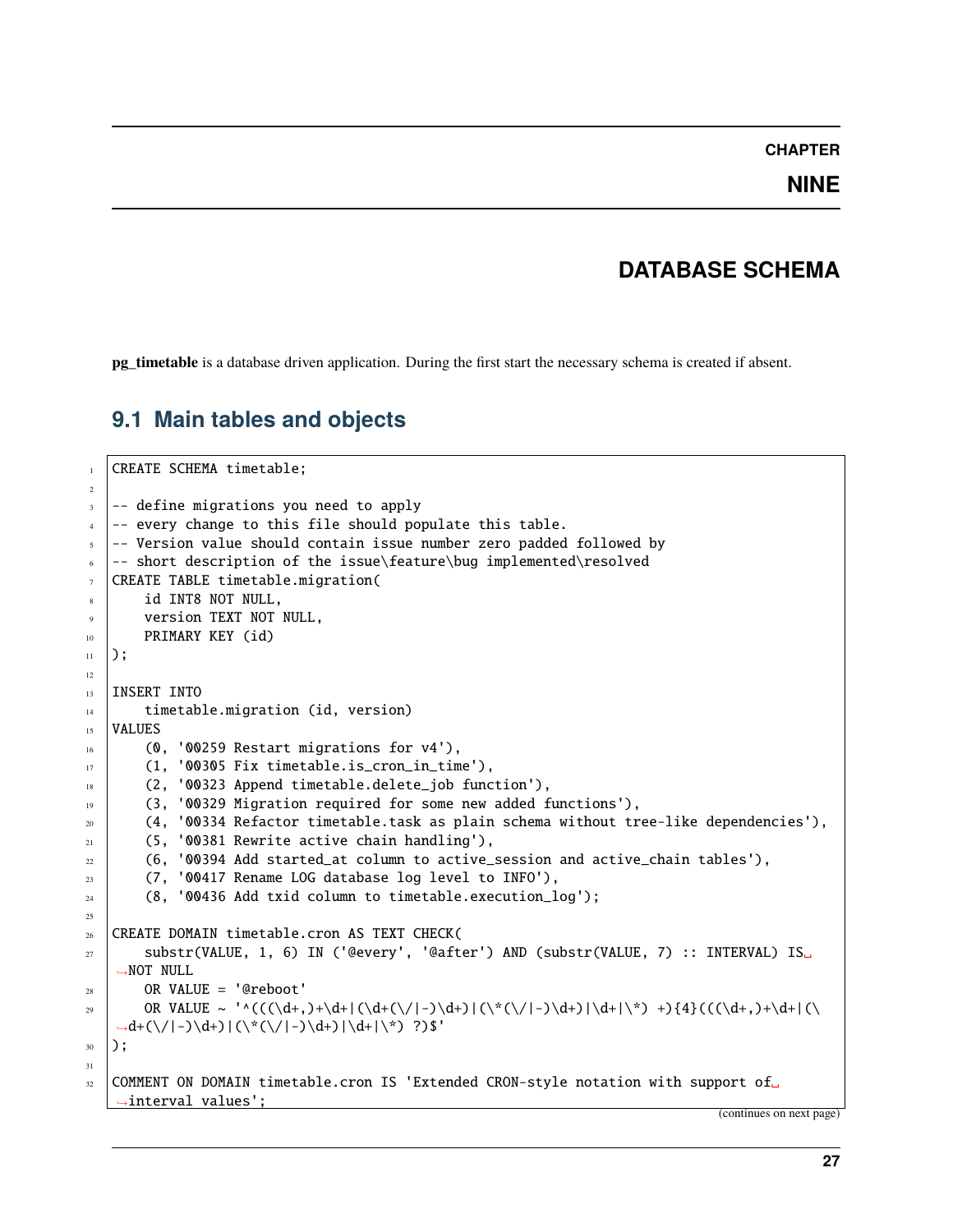# CHAPTER NINE

# DATABASE SCHEMA

**pg_timetable** is a database driven application. During the first start the necessary schema is created if absent.

## 9.1 Main tables and objects

```sql
CREATE SCHEMA timetable;

-- define migrations you need to apply
-- every change to this file should populate this table.
-- Version value should contain issue number zero padded followed by
-- short description of the issue\feature\bug implemented\resolved
CREATE TABLE timetable.migration(
    id INT8 NOT NULL,
    version TEXT NOT NULL,
    PRIMARY KEY (id)
);

INSERT INTO
    timetable.migration (id, version)
VALUES
    (0, '00259 Restart migrations for v4'),
    (1, '00305 Fix timetable.is_cron_in_time'),
    (2, '00323 Append timetable.delete_job function'),
    (3, '00329 Migration required for some new added functions'),
    (4, '00334 Refactor timetable.task as plain schema without tree-like dependencies'),
    (5, '00381 Rewrite active chain handling'),
    (6, '00394 Add started_at column to active_session and active_chain tables'),
    (7, '00417 Rename LOG database log level to INFO'),
    (8, '00436 Add txid column to timetable.execution_log');

CREATE DOMAIN timetable.cron AS TEXT CHECK(
    substr(VALUE, 1, 6) IN ('@every', '@after') AND (substr(VALUE, 7) :: INTERVAL) IS NOT NULL
    OR VALUE = '@reboot'
    OR VALUE ~ '^(((\d+,)+\d+|(\d+(\/|-)\d+)|(\*(\/|-)\d+)|\d+|\*) +){4}(((\d+,)+\d+|(\d+(\/|-)\d+)|(\*(\/|-)\d+)|\d+|\*) ?)$'
);

COMMENT ON DOMAIN timetable.cron IS 'Extended CRON-style notation with support of interval values';
```

(continues on next page)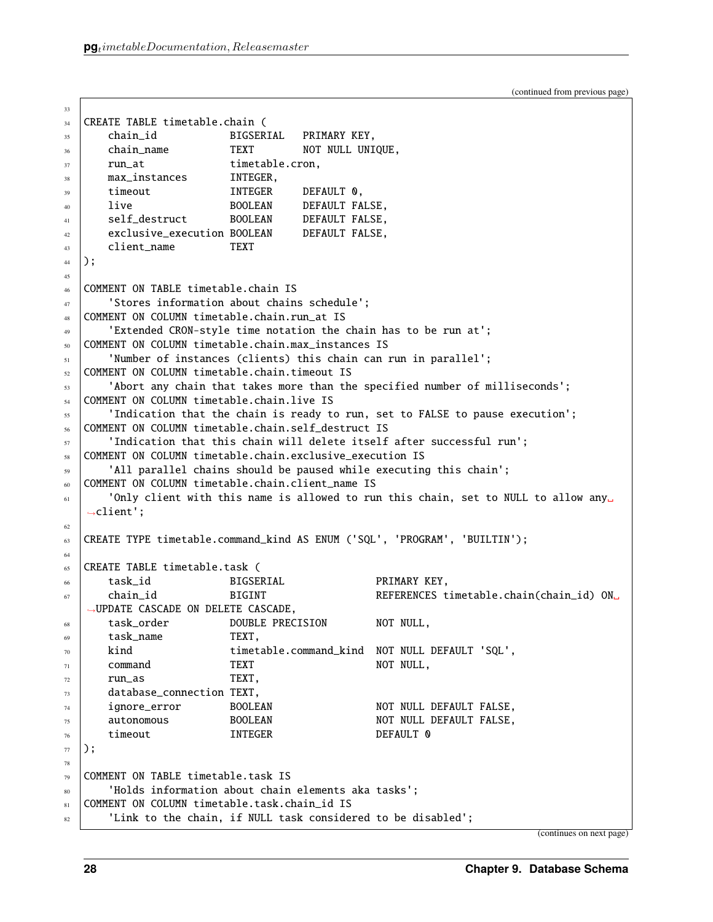(continued from previous page)

```
CREATE TABLE timetable.chain (
    chain_id            BIGSERIAL   PRIMARY KEY,
    chain_name          TEXT        NOT NULL UNIQUE,
    run_at              timetable.cron,
    max_instances       INTEGER,
    timeout             INTEGER     DEFAULT 0,
    live                BOOLEAN     DEFAULT FALSE,
    self_destruct       BOOLEAN     DEFAULT FALSE,
    exclusive_execution BOOLEAN     DEFAULT FALSE,
    client_name         TEXT
);

COMMENT ON TABLE timetable.chain IS
    'Stores information about chains schedule';
COMMENT ON COLUMN timetable.chain.run_at IS
    'Extended CRON-style time notation the chain has to be run at';
COMMENT ON COLUMN timetable.chain.max_instances IS
    'Number of instances (clients) this chain can run in parallel';
COMMENT ON COLUMN timetable.chain.timeout IS
    'Abort any chain that takes more than the specified number of milliseconds';
COMMENT ON COLUMN timetable.chain.live IS
    'Indication that the chain is ready to run, set to FALSE to pause execution';
COMMENT ON COLUMN timetable.chain.self_destruct IS
    'Indication that this chain will delete itself after successful run';
COMMENT ON COLUMN timetable.chain.exclusive_execution IS
    'All parallel chains should be paused while executing this chain';
COMMENT ON COLUMN timetable.chain.client_name IS
    'Only client with this name is allowed to run this chain, set to NULL to allow any client';

CREATE TYPE timetable.command_kind AS ENUM ('SQL', 'PROGRAM', 'BUILTIN');

CREATE TABLE timetable.task (
    task_id             BIGSERIAL               PRIMARY KEY,
    chain_id            BIGINT                  REFERENCES timetable.chain(chain_id) ON UPDATE CASCADE ON DELETE CASCADE,
    task_order          DOUBLE PRECISION        NOT NULL,
    task_name           TEXT,
    kind                timetable.command_kind  NOT NULL DEFAULT 'SQL',
    command             TEXT                    NOT NULL,
    run_as              TEXT,
    database_connection TEXT,
    ignore_error        BOOLEAN                 NOT NULL DEFAULT FALSE,
    autonomous          BOOLEAN                 NOT NULL DEFAULT FALSE,
    timeout             INTEGER                 DEFAULT 0
);

COMMENT ON TABLE timetable.task IS
    'Holds information about chain elements aka tasks';
COMMENT ON COLUMN timetable.task.chain_id IS
    'Link to the chain, if NULL task considered to be disabled';
```

(continues on next page)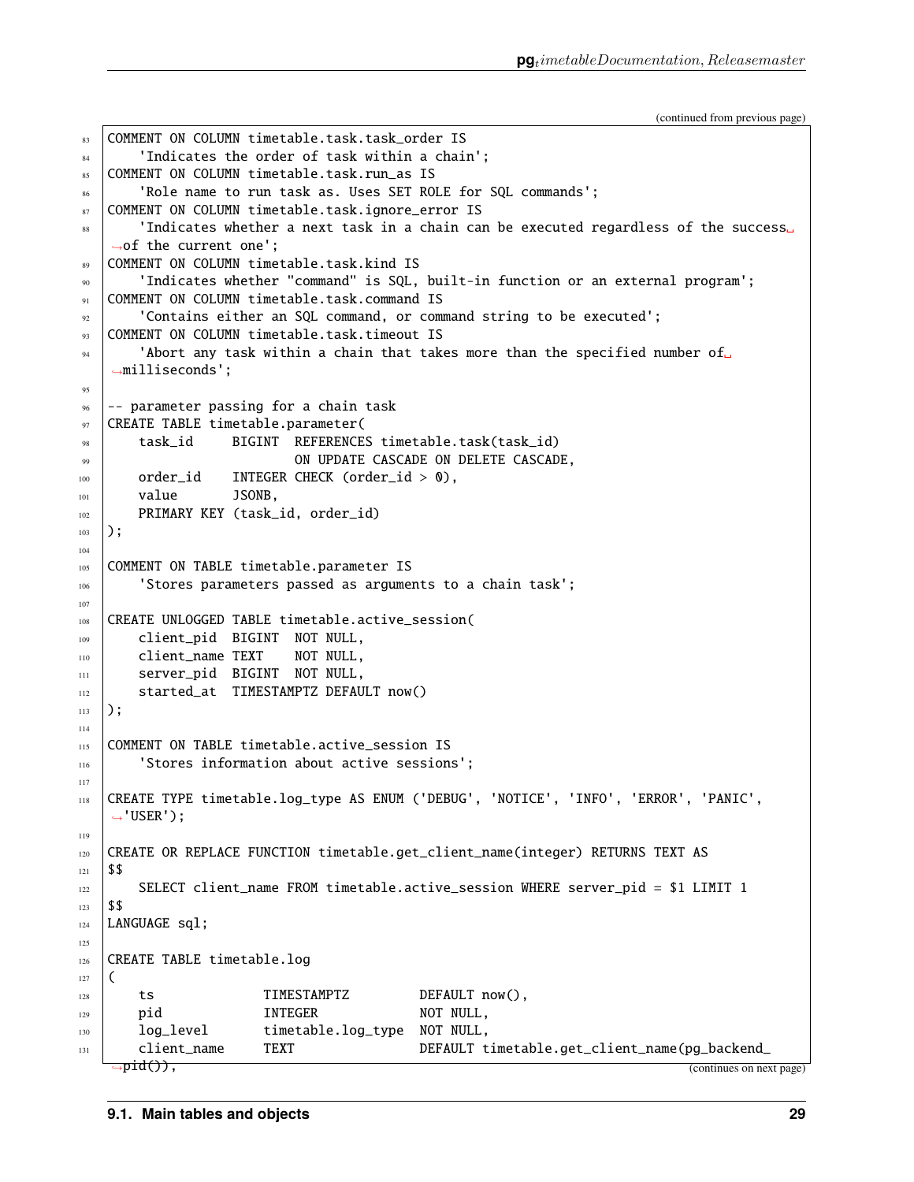(continued from previous page)

```
COMMENT ON COLUMN timetable.task.task_order IS
    'Indicates the order of task within a chain';
COMMENT ON COLUMN timetable.task.run_as IS
    'Role name to run task as. Uses SET ROLE for SQL commands';
COMMENT ON COLUMN timetable.task.ignore_error IS
    'Indicates whether a next task in a chain can be executed regardless of the success of the current one';
COMMENT ON COLUMN timetable.task.kind IS
    'Indicates whether "command" is SQL, built-in function or an external program';
COMMENT ON COLUMN timetable.task.command IS
    'Contains either an SQL command, or command string to be executed';
COMMENT ON COLUMN timetable.task.timeout IS
    'Abort any task within a chain that takes more than the specified number of milliseconds';

-- parameter passing for a chain task
CREATE TABLE timetable.parameter(
    task_id     BIGINT  REFERENCES timetable.task(task_id)
                        ON UPDATE CASCADE ON DELETE CASCADE,
    order_id    INTEGER CHECK (order_id > 0),
    value       JSONB,
    PRIMARY KEY (task_id, order_id)
);

COMMENT ON TABLE timetable.parameter IS
    'Stores parameters passed as arguments to a chain task';

CREATE UNLOGGED TABLE timetable.active_session(
    client_pid  BIGINT  NOT NULL,
    client_name TEXT    NOT NULL,
    server_pid  BIGINT  NOT NULL,
    started_at  TIMESTAMPTZ DEFAULT now()
);

COMMENT ON TABLE timetable.active_session IS
    'Stores information about active sessions';

CREATE TYPE timetable.log_type AS ENUM ('DEBUG', 'NOTICE', 'INFO', 'ERROR', 'PANIC', 'USER');

CREATE OR REPLACE FUNCTION timetable.get_client_name(integer) RETURNS TEXT AS
$$
    SELECT client_name FROM timetable.active_session WHERE server_pid = $1 LIMIT 1
$$
LANGUAGE sql;

CREATE TABLE timetable.log
(
    ts              TIMESTAMPTZ         DEFAULT now(),
    pid             INTEGER             NOT NULL,
    log_level       timetable.log_type  NOT NULL,
    client_name     TEXT                DEFAULT timetable.get_client_name(pg_backend_pid()),
```

(continues on next page)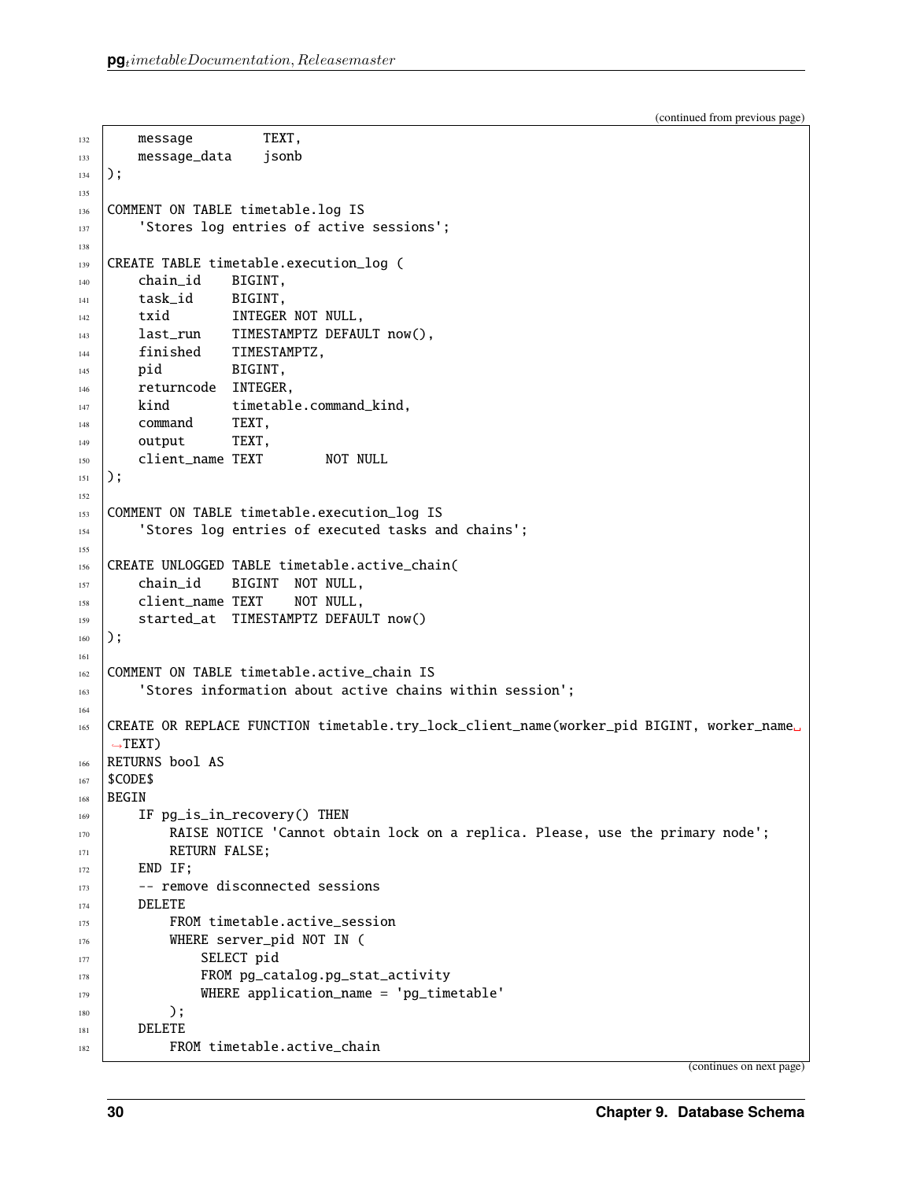(continued from previous page)

```
    message         TEXT,
    message_data    jsonb
);

COMMENT ON TABLE timetable.log IS
    'Stores log entries of active sessions';

CREATE TABLE timetable.execution_log (
    chain_id    BIGINT,
    task_id     BIGINT,
    txid        INTEGER NOT NULL,
    last_run    TIMESTAMPTZ DEFAULT now(),
    finished    TIMESTAMPTZ,
    pid         BIGINT,
    returncode  INTEGER,
    kind        timetable.command_kind,
    command     TEXT,
    output      TEXT,
    client_name TEXT        NOT NULL
);

COMMENT ON TABLE timetable.execution_log IS
    'Stores log entries of executed tasks and chains';

CREATE UNLOGGED TABLE timetable.active_chain(
    chain_id    BIGINT  NOT NULL,
    client_name TEXT    NOT NULL,
    started_at  TIMESTAMPTZ DEFAULT now()
);

COMMENT ON TABLE timetable.active_chain IS
    'Stores information about active chains within session';

CREATE OR REPLACE FUNCTION timetable.try_lock_client_name(worker_pid BIGINT, worker_name TEXT)
RETURNS bool AS
$CODE$
BEGIN
    IF pg_is_in_recovery() THEN
        RAISE NOTICE 'Cannot obtain lock on a replica. Please, use the primary node';
        RETURN FALSE;
    END IF;
    -- remove disconnected sessions
    DELETE
        FROM timetable.active_session
        WHERE server_pid NOT IN (
            SELECT pid
            FROM pg_catalog.pg_stat_activity
            WHERE application_name = 'pg_timetable'
        );
    DELETE
        FROM timetable.active_chain
```

(continues on next page)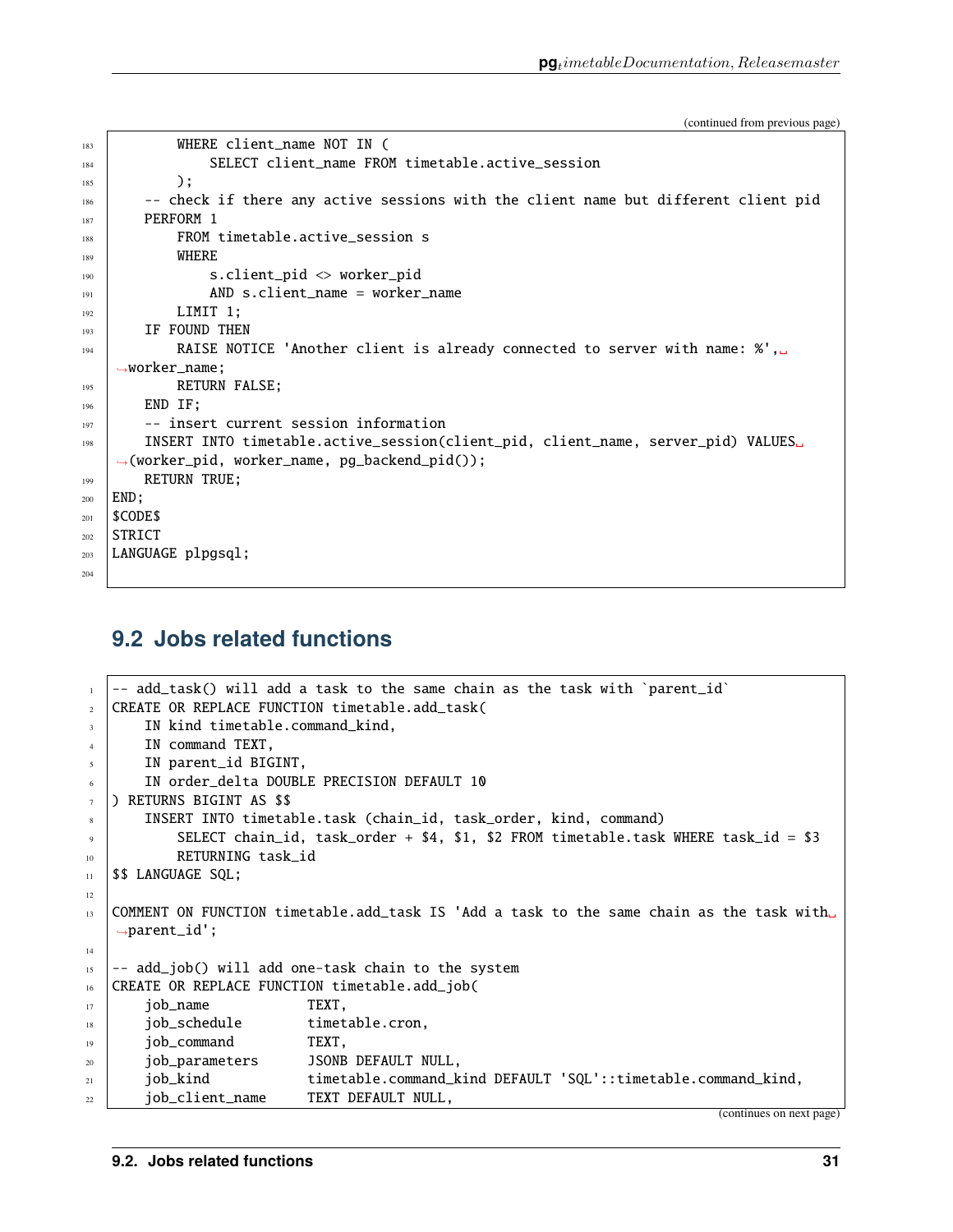(continued from previous page)

```
        WHERE client_name NOT IN (
            SELECT client_name FROM timetable.active_session
        );
    -- check if there any active sessions with the client name but different client pid
    PERFORM 1
        FROM timetable.active_session s
        WHERE
            s.client_pid <> worker_pid
            AND s.client_name = worker_name
        LIMIT 1;
    IF FOUND THEN
        RAISE NOTICE 'Another client is already connected to server with name: %', worker_name;
        RETURN FALSE;
    END IF;
    -- insert current session information
    INSERT INTO timetable.active_session(client_pid, client_name, server_pid) VALUES (worker_pid, worker_name, pg_backend_pid());
    RETURN TRUE;
END;
$CODE$
STRICT
LANGUAGE plpgsql;
```

## 9.2 Jobs related functions

```
-- add_task() will add a task to the same chain as the task with `parent_id`
CREATE OR REPLACE FUNCTION timetable.add_task(
    IN kind timetable.command_kind,
    IN command TEXT,
    IN parent_id BIGINT,
    IN order_delta DOUBLE PRECISION DEFAULT 10
) RETURNS BIGINT AS $$
    INSERT INTO timetable.task (chain_id, task_order, kind, command)
        SELECT chain_id, task_order + $4, $1, $2 FROM timetable.task WHERE task_id = $3
        RETURNING task_id
$$ LANGUAGE SQL;

COMMENT ON FUNCTION timetable.add_task IS 'Add a task to the same chain as the task with parent_id';

-- add_job() will add one-task chain to the system
CREATE OR REPLACE FUNCTION timetable.add_job(
    job_name            TEXT,
    job_schedule        timetable.cron,
    job_command         TEXT,
    job_parameters      JSONB DEFAULT NULL,
    job_kind            timetable.command_kind DEFAULT 'SQL'::timetable.command_kind,
    job_client_name     TEXT DEFAULT NULL,
```

(continues on next page)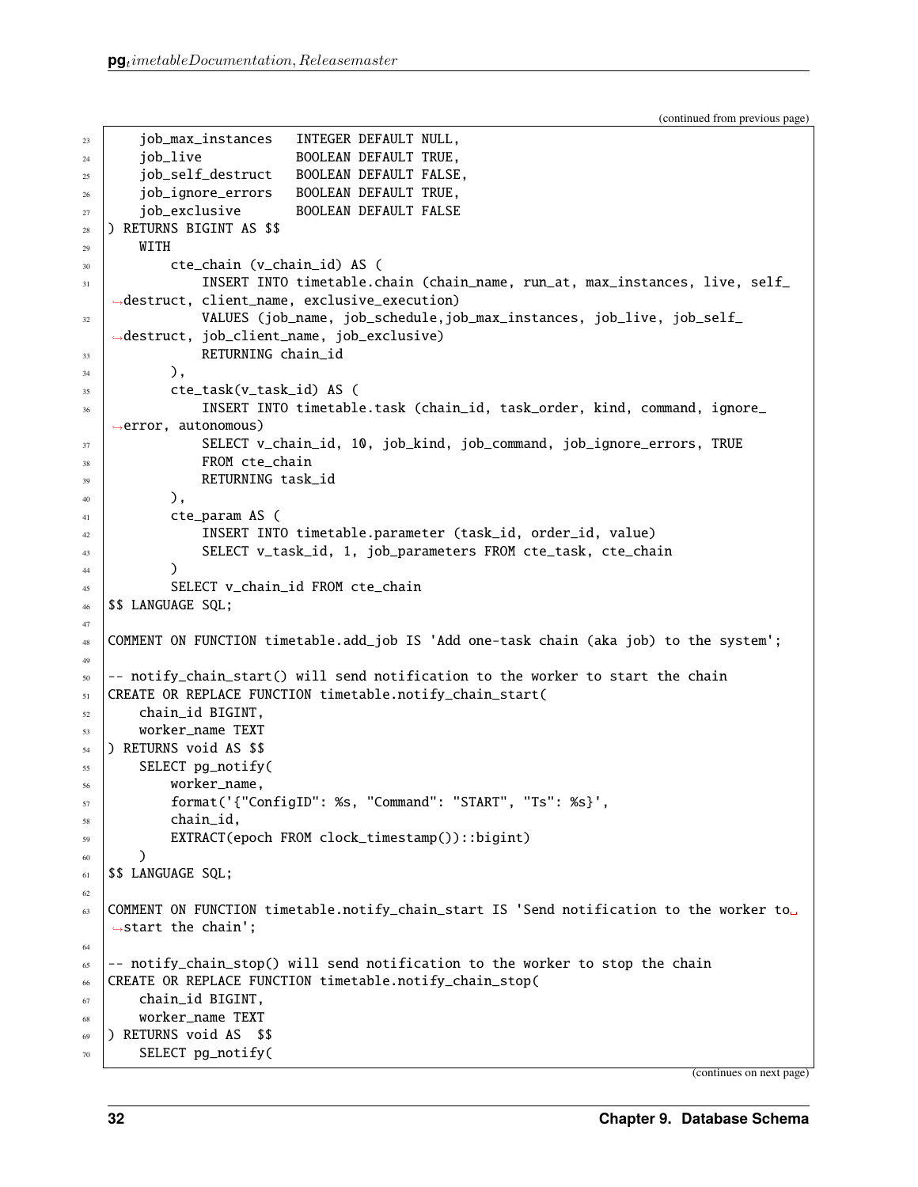(continued from previous page)

```
    job_max_instances   INTEGER DEFAULT NULL,
    job_live            BOOLEAN DEFAULT TRUE,
    job_self_destruct   BOOLEAN DEFAULT FALSE,
    job_ignore_errors   BOOLEAN DEFAULT TRUE,
    job_exclusive       BOOLEAN DEFAULT FALSE
) RETURNS BIGINT AS $$
    WITH
        cte_chain (v_chain_id) AS (
            INSERT INTO timetable.chain (chain_name, run_at, max_instances, live, self_destruct, client_name, exclusive_execution)
            VALUES (job_name, job_schedule,job_max_instances, job_live, job_self_destruct, job_client_name, job_exclusive)
            RETURNING chain_id
        ),
        cte_task(v_task_id) AS (
            INSERT INTO timetable.task (chain_id, task_order, kind, command, ignore_error, autonomous)
            SELECT v_chain_id, 10, job_kind, job_command, job_ignore_errors, TRUE
            FROM cte_chain
            RETURNING task_id
        ),
        cte_param AS (
            INSERT INTO timetable.parameter (task_id, order_id, value)
            SELECT v_task_id, 1, job_parameters FROM cte_task, cte_chain
        )
        SELECT v_chain_id FROM cte_chain
$$ LANGUAGE SQL;

COMMENT ON FUNCTION timetable.add_job IS 'Add one-task chain (aka job) to the system';

-- notify_chain_start() will send notification to the worker to start the chain
CREATE OR REPLACE FUNCTION timetable.notify_chain_start(
    chain_id BIGINT,
    worker_name TEXT
) RETURNS void AS $$
    SELECT pg_notify(
        worker_name,
        format('{"ConfigID": %s, "Command": "START", "Ts": %s}',
        chain_id,
        EXTRACT(epoch FROM clock_timestamp())::bigint)
    )
$$ LANGUAGE SQL;

COMMENT ON FUNCTION timetable.notify_chain_start IS 'Send notification to the worker to start the chain';

-- notify_chain_stop() will send notification to the worker to stop the chain
CREATE OR REPLACE FUNCTION timetable.notify_chain_stop(
    chain_id BIGINT,
    worker_name TEXT
) RETURNS void AS  $$
    SELECT pg_notify(
```

(continues on next page)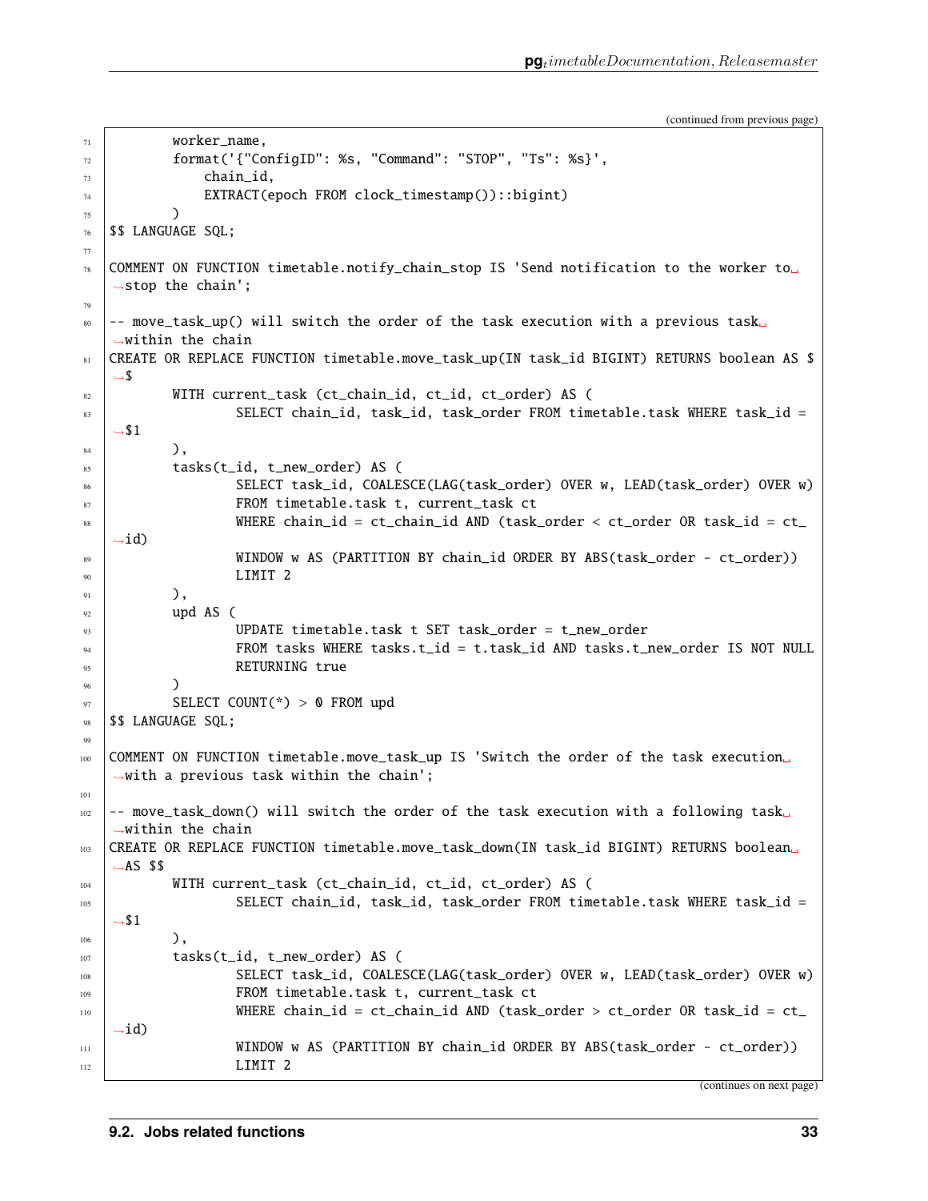(continued from previous page)

```
        worker_name,
        format('{"ConfigID": %s, "Command": "STOP", "Ts": %s}',
            chain_id,
            EXTRACT(epoch FROM clock_timestamp())::bigint)
        )
$$ LANGUAGE SQL;

COMMENT ON FUNCTION timetable.notify_chain_stop IS 'Send notification to the worker to stop the chain';

-- move_task_up() will switch the order of the task execution with a previous task within the chain
CREATE OR REPLACE FUNCTION timetable.move_task_up(IN task_id BIGINT) RETURNS boolean AS $$
        WITH current_task (ct_chain_id, ct_id, ct_order) AS (
                SELECT chain_id, task_id, task_order FROM timetable.task WHERE task_id = $1
        ),
        tasks(t_id, t_new_order) AS (
                SELECT task_id, COALESCE(LAG(task_order) OVER w, LEAD(task_order) OVER w)
                FROM timetable.task t, current_task ct
                WHERE chain_id = ct_chain_id AND (task_order < ct_order OR task_id = ct_id)
                WINDOW w AS (PARTITION BY chain_id ORDER BY ABS(task_order - ct_order))
                LIMIT 2
        ),
        upd AS (
                UPDATE timetable.task t SET task_order = t_new_order
                FROM tasks WHERE tasks.t_id = t.task_id AND tasks.t_new_order IS NOT NULL
                RETURNING true
        )
        SELECT COUNT(*) > 0 FROM upd
$$ LANGUAGE SQL;

COMMENT ON FUNCTION timetable.move_task_up IS 'Switch the order of the task execution with a previous task within the chain';

-- move_task_down() will switch the order of the task execution with a following task within the chain
CREATE OR REPLACE FUNCTION timetable.move_task_down(IN task_id BIGINT) RETURNS boolean AS $$
        WITH current_task (ct_chain_id, ct_id, ct_order) AS (
                SELECT chain_id, task_id, task_order FROM timetable.task WHERE task_id = $1
        ),
        tasks(t_id, t_new_order) AS (
                SELECT task_id, COALESCE(LAG(task_order) OVER w, LEAD(task_order) OVER w)
                FROM timetable.task t, current_task ct
                WHERE chain_id = ct_chain_id AND (task_order > ct_order OR task_id = ct_id)
                WINDOW w AS (PARTITION BY chain_id ORDER BY ABS(task_order - ct_order))
                LIMIT 2
```

(continues on next page)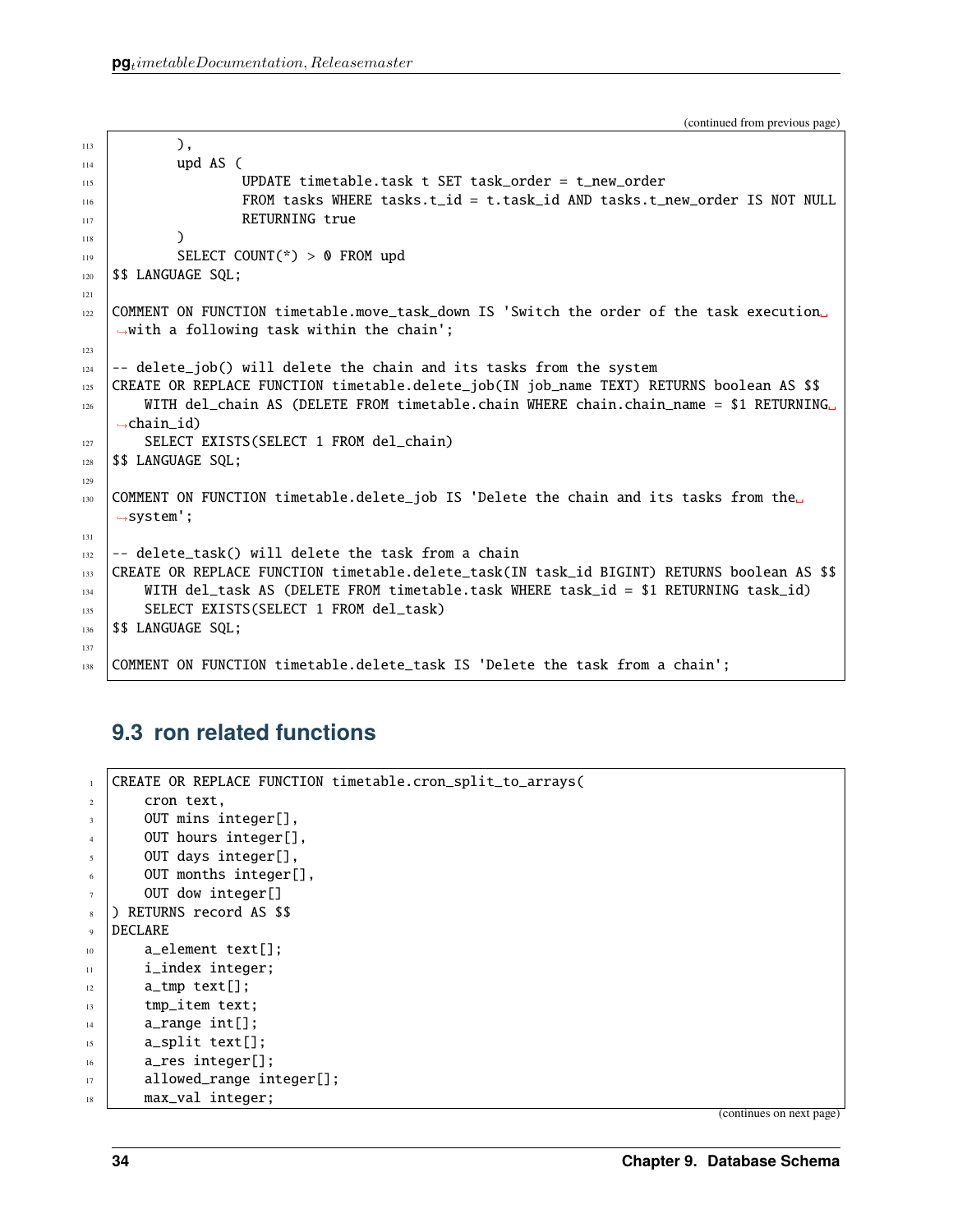(continued from previous page)

```
        ),
        upd AS (
                UPDATE timetable.task t SET task_order = t_new_order
                FROM tasks WHERE tasks.t_id = t.task_id AND tasks.t_new_order IS NOT NULL
                RETURNING true
        )
        SELECT COUNT(*) > 0 FROM upd
$$ LANGUAGE SQL;

COMMENT ON FUNCTION timetable.move_task_down IS 'Switch the order of the task execution with a following task within the chain';

-- delete_job() will delete the chain and its tasks from the system
CREATE OR REPLACE FUNCTION timetable.delete_job(IN job_name TEXT) RETURNS boolean AS $$
    WITH del_chain AS (DELETE FROM timetable.chain WHERE chain.chain_name = $1 RETURNING chain_id)
    SELECT EXISTS(SELECT 1 FROM del_chain)
$$ LANGUAGE SQL;

COMMENT ON FUNCTION timetable.delete_job IS 'Delete the chain and its tasks from the system';

-- delete_task() will delete the task from a chain
CREATE OR REPLACE FUNCTION timetable.delete_task(IN task_id BIGINT) RETURNS boolean AS $$
    WITH del_task AS (DELETE FROM timetable.task WHERE task_id = $1 RETURNING task_id)
    SELECT EXISTS(SELECT 1 FROM del_task)
$$ LANGUAGE SQL;

COMMENT ON FUNCTION timetable.delete_task IS 'Delete the task from a chain';
```

## 9.3 ron related functions

```
CREATE OR REPLACE FUNCTION timetable.cron_split_to_arrays(
    cron text,
    OUT mins integer[],
    OUT hours integer[],
    OUT days integer[],
    OUT months integer[],
    OUT dow integer[]
) RETURNS record AS $$
DECLARE
    a_element text[];
    i_index integer;
    a_tmp text[];
    tmp_item text;
    a_range int[];
    a_split text[];
    a_res integer[];
    allowed_range integer[];
    max_val integer;
```

(continues on next page)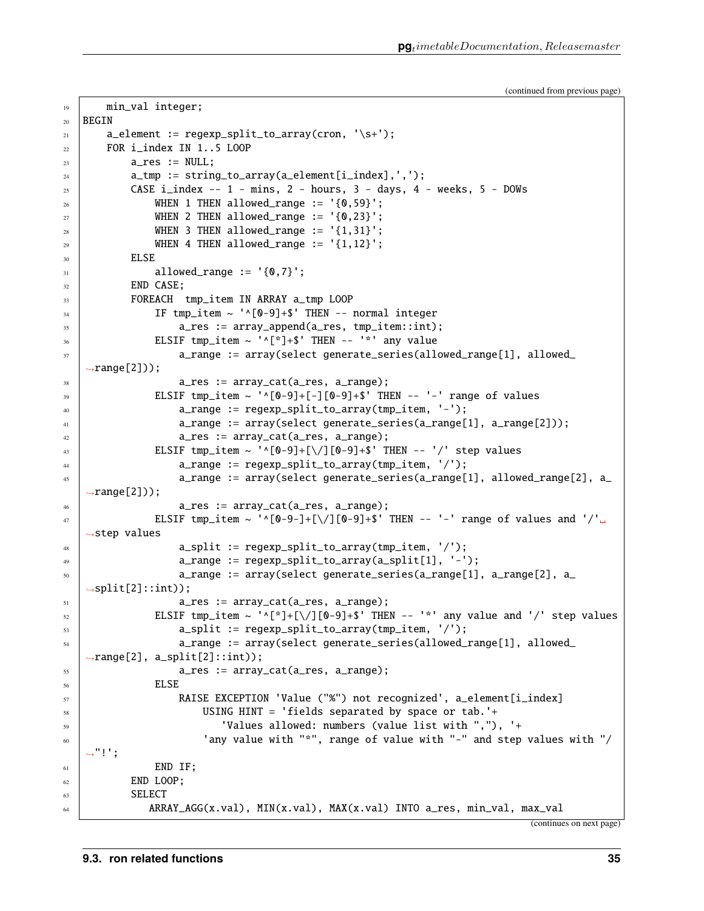(continued from previous page)

```
    min_val integer;
BEGIN
    a_element := regexp_split_to_array(cron, '\s+');
    FOR i_index IN 1..5 LOOP
        a_res := NULL;
        a_tmp := string_to_array(a_element[i_index],',');
        CASE i_index -- 1 - mins, 2 - hours, 3 - days, 4 - weeks, 5 - DOWs
            WHEN 1 THEN allowed_range := '{0,59}';
            WHEN 2 THEN allowed_range := '{0,23}';
            WHEN 3 THEN allowed_range := '{1,31}';
            WHEN 4 THEN allowed_range := '{1,12}';
        ELSE
            allowed_range := '{0,7}';
        END CASE;
        FOREACH  tmp_item IN ARRAY a_tmp LOOP
            IF tmp_item ~ '^[0-9]+$' THEN -- normal integer
                a_res := array_append(a_res, tmp_item::int);
            ELSIF tmp_item ~ '^[*]+$' THEN -- '*' any value
                a_range := array(select generate_series(allowed_range[1], allowed_range[2]));
                a_res := array_cat(a_res, a_range);
            ELSIF tmp_item ~ '^[0-9]+[-][0-9]+$' THEN -- '-' range of values
                a_range := regexp_split_to_array(tmp_item, '-');
                a_range := array(select generate_series(a_range[1], a_range[2]));
                a_res := array_cat(a_res, a_range);
            ELSIF tmp_item ~ '^[0-9]+[\/][0-9]+$' THEN -- '/' step values
                a_range := regexp_split_to_array(tmp_item, '/');
                a_range := array(select generate_series(a_range[1], allowed_range[2], a_range[2]));
                a_res := array_cat(a_res, a_range);
            ELSIF tmp_item ~ '^[0-9-]+[\/][0-9]+$' THEN -- '-' range of values and '/' step values
                a_split := regexp_split_to_array(tmp_item, '/');
                a_range := regexp_split_to_array(a_split[1], '-');
                a_range := array(select generate_series(a_range[1], a_range[2], a_split[2]::int));
                a_res := array_cat(a_res, a_range);
            ELSIF tmp_item ~ '^[*]+[\/][0-9]+$' THEN -- '*' any value and '/' step values
                a_split := regexp_split_to_array(tmp_item, '/');
                a_range := array(select generate_series(allowed_range[1], allowed_range[2], a_split[2]::int));
                a_res := array_cat(a_res, a_range);
            ELSE
                RAISE EXCEPTION 'Value ("%") not recognized', a_element[i_index]
                    USING HINT = 'fields separated by space or tab.'+
                       'Values allowed: numbers (value list with ","), '+
                    'any value with "*", range of value with "-" and step values with "/"!';
            END IF;
        END LOOP;
        SELECT
          ARRAY_AGG(x.val), MIN(x.val), MAX(x.val) INTO a_res, min_val, max_val
```

(continues on next page)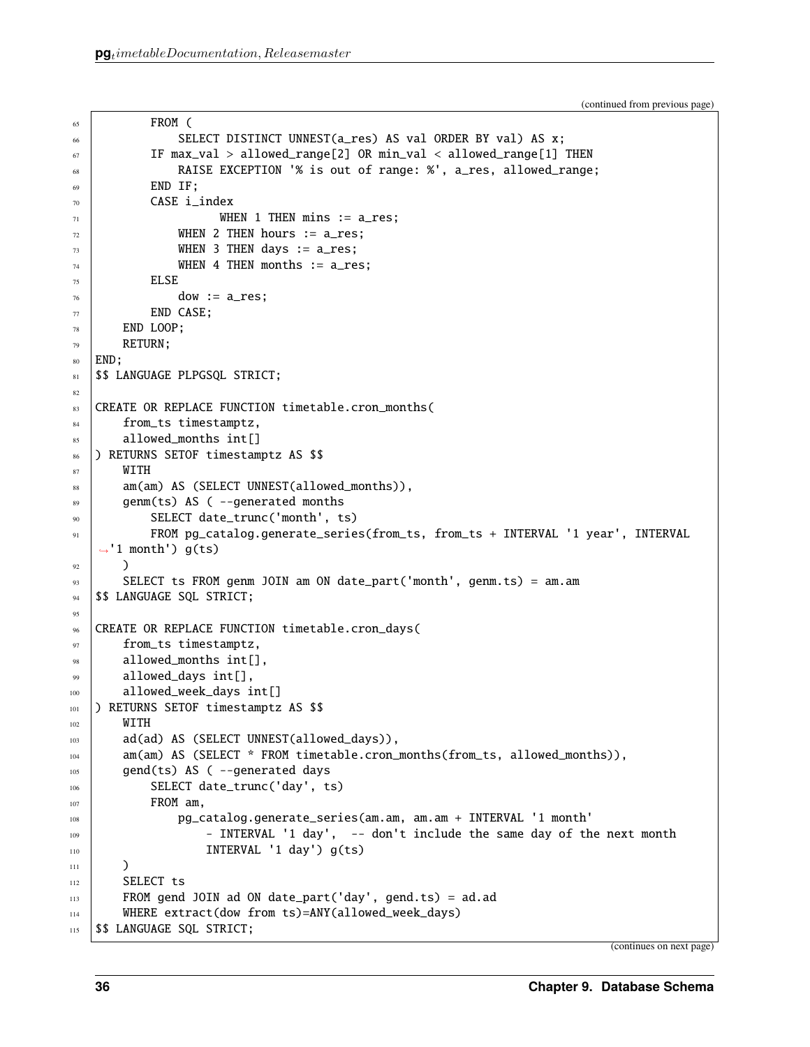(continued from previous page)

```
        FROM (
            SELECT DISTINCT UNNEST(a_res) AS val ORDER BY val) AS x;
        IF max_val > allowed_range[2] OR min_val < allowed_range[1] THEN
            RAISE EXCEPTION '% is out of range: %', a_res, allowed_range;
        END IF;
        CASE i_index
                  WHEN 1 THEN mins := a_res;
            WHEN 2 THEN hours := a_res;
            WHEN 3 THEN days := a_res;
            WHEN 4 THEN months := a_res;
        ELSE
            dow := a_res;
        END CASE;
    END LOOP;
    RETURN;
END;
$$ LANGUAGE PLPGSQL STRICT;

CREATE OR REPLACE FUNCTION timetable.cron_months(
    from_ts timestamptz,
    allowed_months int[]
) RETURNS SETOF timestamptz AS $$
    WITH
    am(am) AS (SELECT UNNEST(allowed_months)),
    genm(ts) AS ( --generated months
        SELECT date_trunc('month', ts)
        FROM pg_catalog.generate_series(from_ts, from_ts + INTERVAL '1 year', INTERVAL
↪'1 month') g(ts)
    )
    SELECT ts FROM genm JOIN am ON date_part('month', genm.ts) = am.am
$$ LANGUAGE SQL STRICT;

CREATE OR REPLACE FUNCTION timetable.cron_days(
    from_ts timestamptz,
    allowed_months int[],
    allowed_days int[],
    allowed_week_days int[]
) RETURNS SETOF timestamptz AS $$
    WITH
    ad(ad) AS (SELECT UNNEST(allowed_days)),
    am(am) AS (SELECT * FROM timetable.cron_months(from_ts, allowed_months)),
    gend(ts) AS ( --generated days
        SELECT date_trunc('day', ts)
        FROM am,
            pg_catalog.generate_series(am.am, am.am + INTERVAL '1 month'
                - INTERVAL '1 day',  -- don't include the same day of the next month
                INTERVAL '1 day') g(ts)
    )
    SELECT ts
    FROM gend JOIN ad ON date_part('day', gend.ts) = ad.ad
    WHERE extract(dow from ts)=ANY(allowed_week_days)
$$ LANGUAGE SQL STRICT;
```

(continues on next page)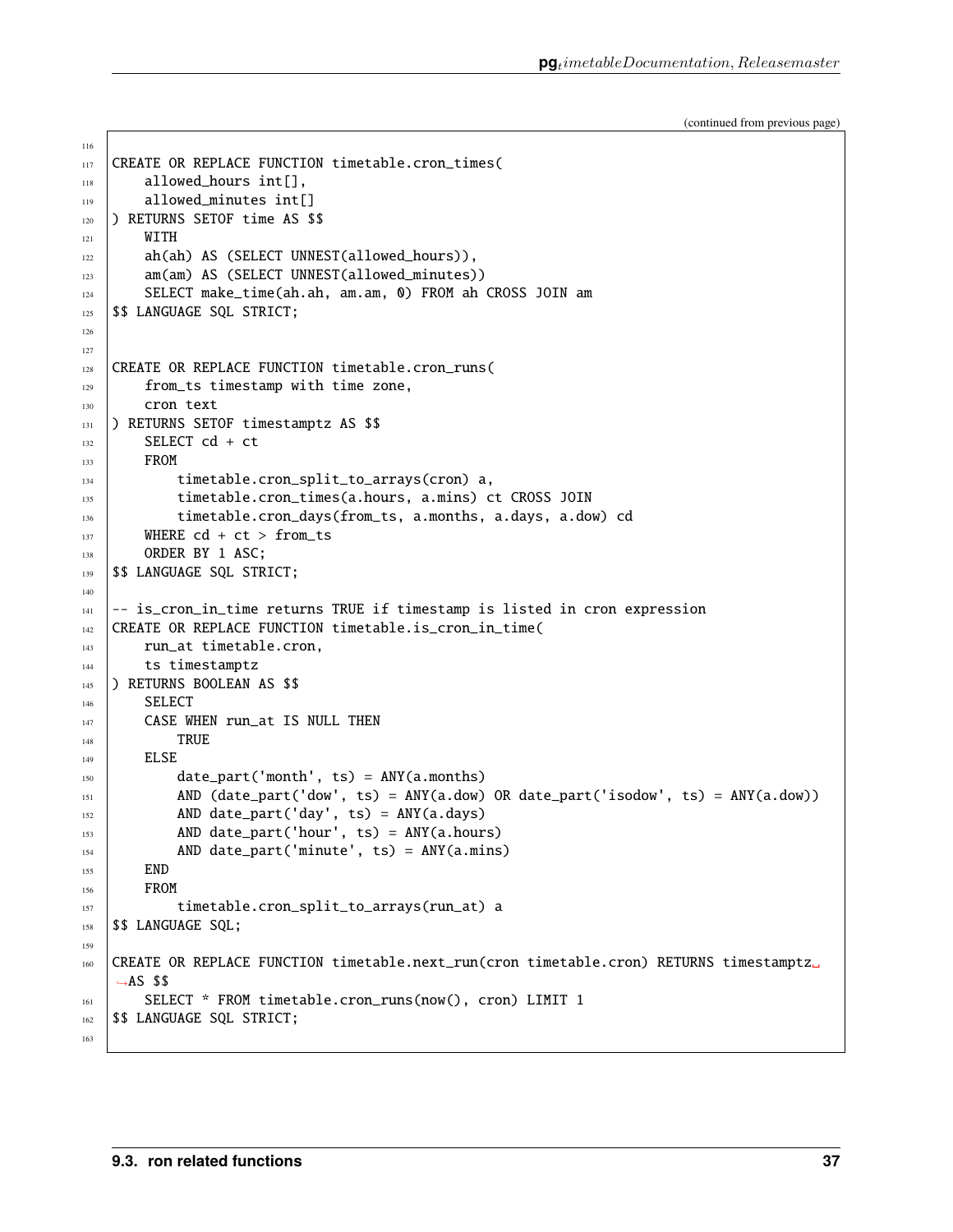(continued from previous page)

```
CREATE OR REPLACE FUNCTION timetable.cron_times(
    allowed_hours int[],
    allowed_minutes int[]
) RETURNS SETOF time AS $$
    WITH
    ah(ah) AS (SELECT UNNEST(allowed_hours)),
    am(am) AS (SELECT UNNEST(allowed_minutes))
    SELECT make_time(ah.ah, am.am, 0) FROM ah CROSS JOIN am
$$ LANGUAGE SQL STRICT;


CREATE OR REPLACE FUNCTION timetable.cron_runs(
    from_ts timestamp with time zone,
    cron text
) RETURNS SETOF timestamptz AS $$
    SELECT cd + ct
    FROM
        timetable.cron_split_to_arrays(cron) a,
        timetable.cron_times(a.hours, a.mins) ct CROSS JOIN
        timetable.cron_days(from_ts, a.months, a.days, a.dow) cd
    WHERE cd + ct > from_ts
    ORDER BY 1 ASC;
$$ LANGUAGE SQL STRICT;

-- is_cron_in_time returns TRUE if timestamp is listed in cron expression
CREATE OR REPLACE FUNCTION timetable.is_cron_in_time(
    run_at timetable.cron,
    ts timestamptz
) RETURNS BOOLEAN AS $$
    SELECT
    CASE WHEN run_at IS NULL THEN
        TRUE
    ELSE
        date_part('month', ts) = ANY(a.months)
        AND (date_part('dow', ts) = ANY(a.dow) OR date_part('isodow', ts) = ANY(a.dow))
        AND date_part('day', ts) = ANY(a.days)
        AND date_part('hour', ts) = ANY(a.hours)
        AND date_part('minute', ts) = ANY(a.mins)
    END
    FROM
        timetable.cron_split_to_arrays(run_at) a
$$ LANGUAGE SQL;

CREATE OR REPLACE FUNCTION timetable.next_run(cron timetable.cron) RETURNS timestamptz AS $$
    SELECT * FROM timetable.cron_runs(now(), cron) LIMIT 1
$$ LANGUAGE SQL STRICT;
```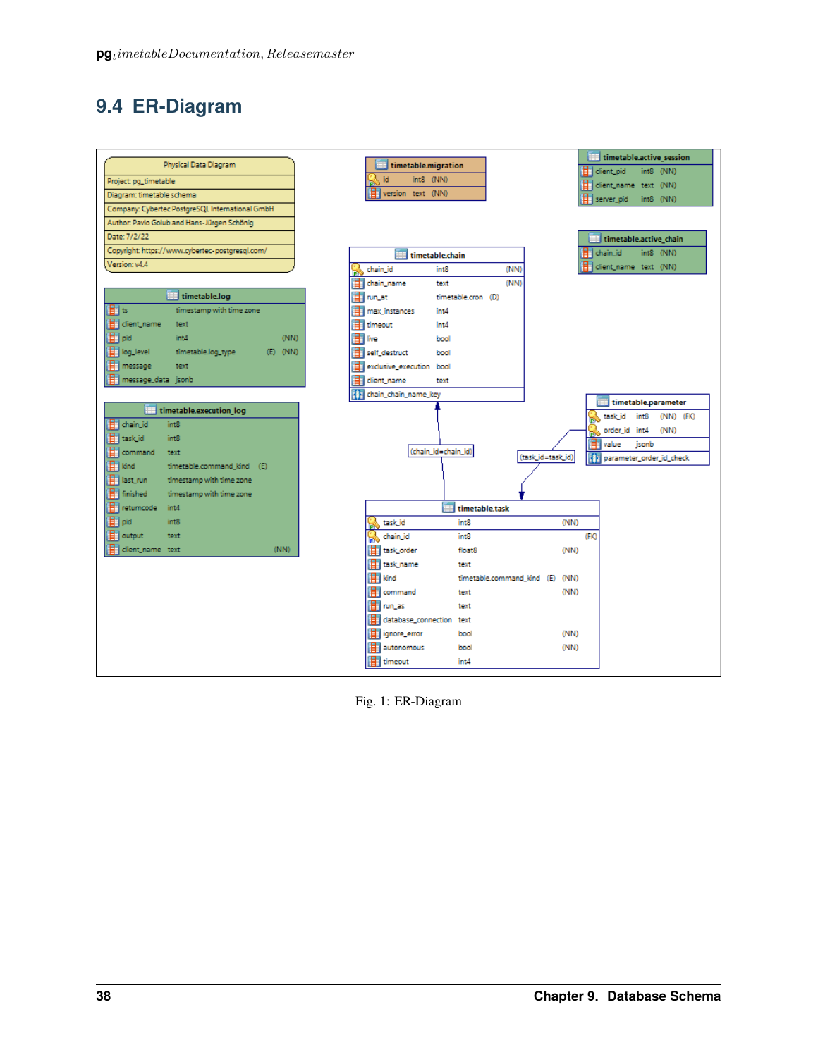## 9.4 ER-Diagram

Fig. 1: ER-Diagram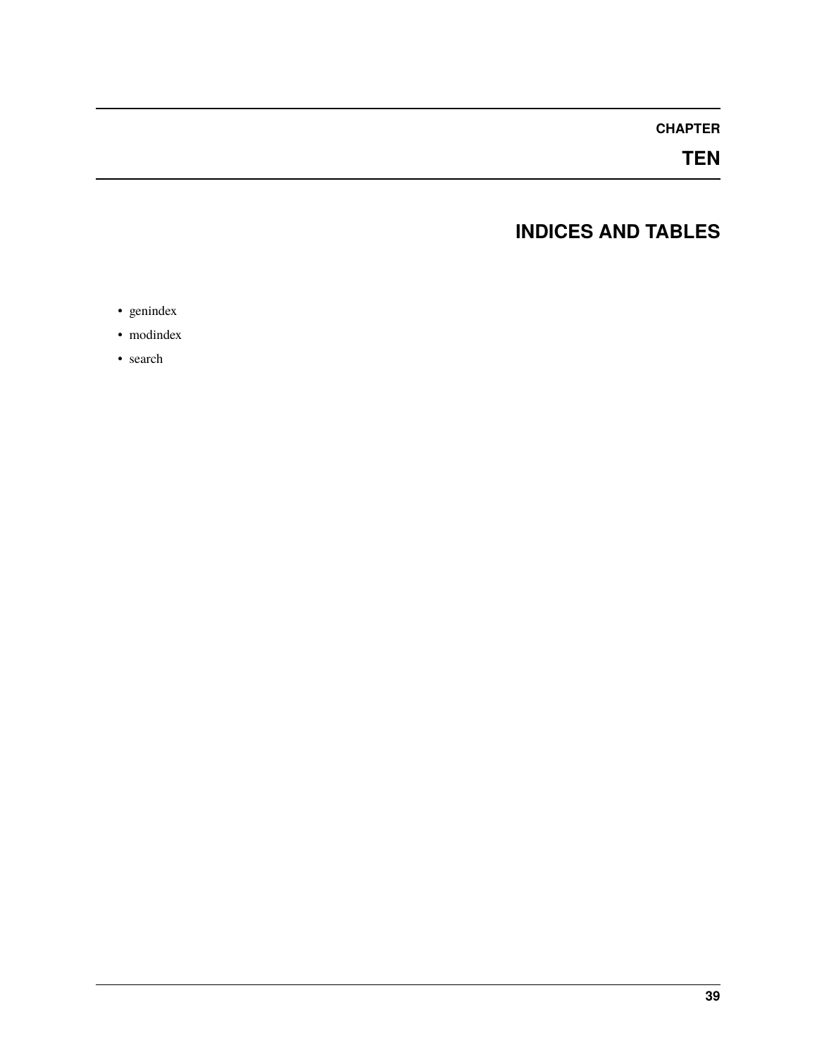# CHAPTER TEN

## INDICES AND TABLES

- genindex
- modindex
- search